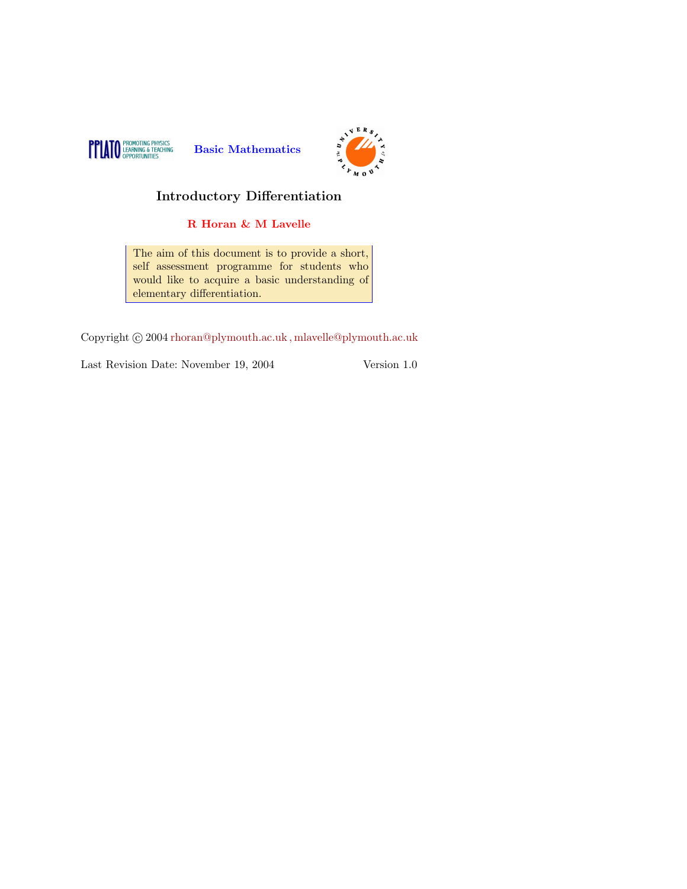PPLATO PROMOTING PHYSICS LEARNING & TEACHING OPPORTUNITIES

**Basic Mathematics**

# Introductory Differentiation

**R Horan & M Lavelle**

The aim of this document is to provide a short, self assessment programme for students who would like to acquire a basic understanding of elementary differentiation.

Copyright © 2004 rhoran@plymouth.ac.uk , mlavelle@plymouth.ac.uk

Last Revision Date: November 19, 2004 Version 1.0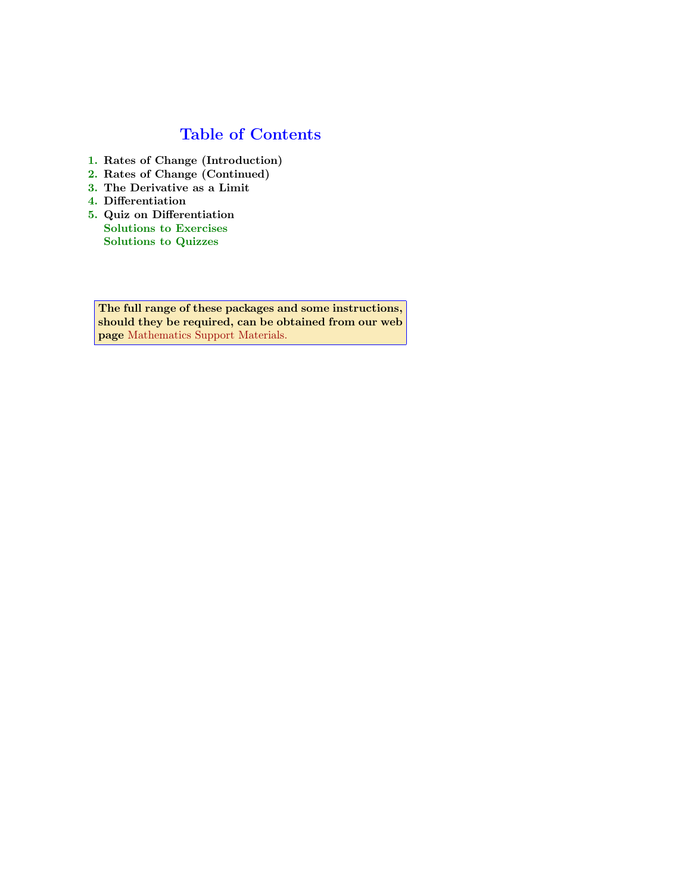# Table of Contents

1. Rates of Change (Introduction)
2. Rates of Change (Continued)
3. The Derivative as a Limit
4. Differentiation
5. Quiz on Differentiation

   Solutions to Exercises

   Solutions to Quizzes

**The full range of these packages and some instructions, should they be required, can be obtained from our web page** Mathematics Support Materials.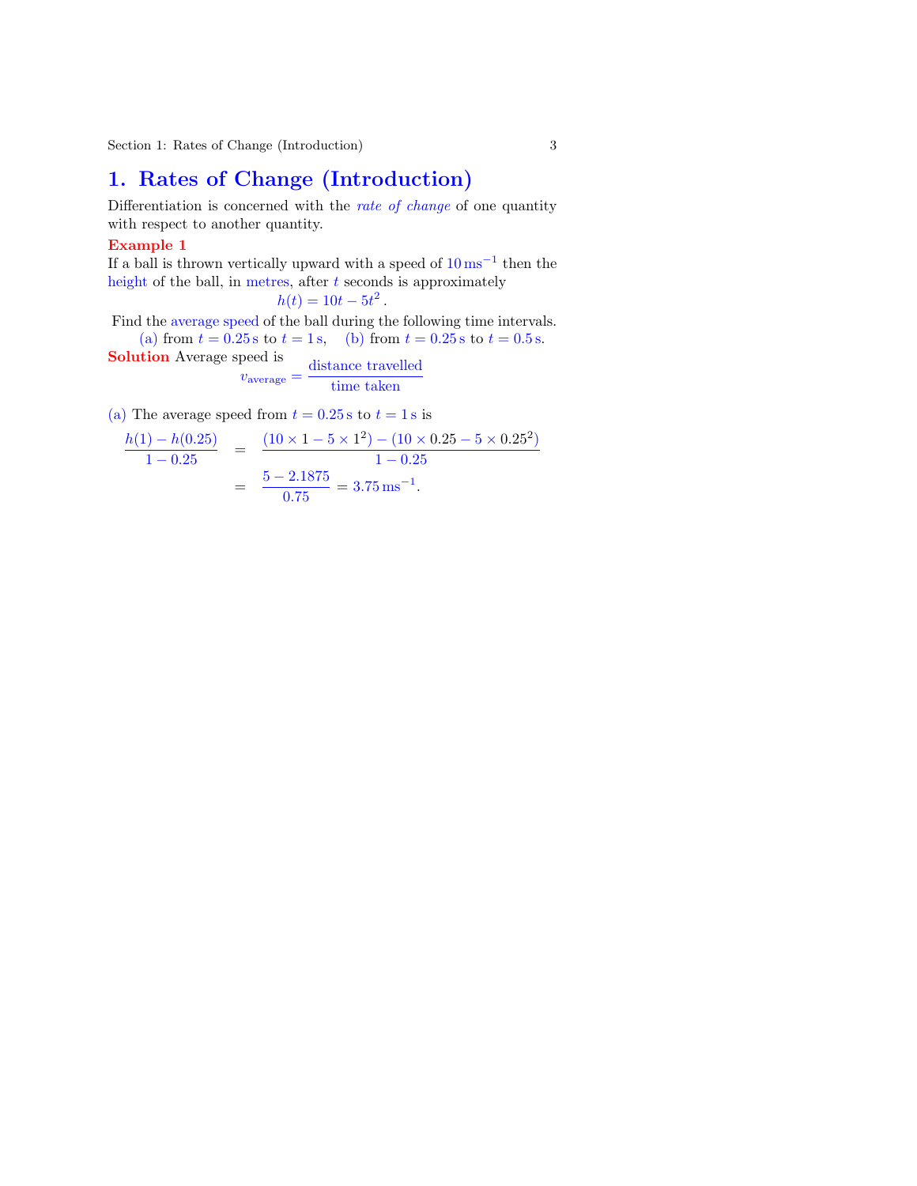# 1. Rates of Change (Introduction)

Differentiation is concerned with the *rate of change* of one quantity with respect to another quantity.

**Example 1**

If a ball is thrown vertically upward with a speed of $10\,\mathrm{ms}^{-1}$ then the height of the ball, in metres, after $t$ seconds is approximately

$$h(t) = 10t - 5t^2\,.$$

Find the average speed of the ball during the following time intervals.

(a) from $t = 0.25\,\mathrm{s}$ to $t = 1\,\mathrm{s}$, (b) from $t = 0.25\,\mathrm{s}$ to $t = 0.5\,\mathrm{s}$.

**Solution** Average speed is

$$v_{\text{average}} = \frac{\text{distance travelled}}{\text{time taken}}$$

(a) The average speed from $t = 0.25\,\mathrm{s}$ to $t = 1\,\mathrm{s}$ is

$$\begin{aligned}
\frac{h(1) - h(0.25)}{1 - 0.25} &= \frac{(10 \times 1 - 5 \times 1^2) - (10 \times 0.25 - 5 \times 0.25^2)}{1 - 0.25} \\
&= \frac{5 - 2.1875}{0.75} = 3.75\,\mathrm{ms}^{-1}.
\end{aligned}$$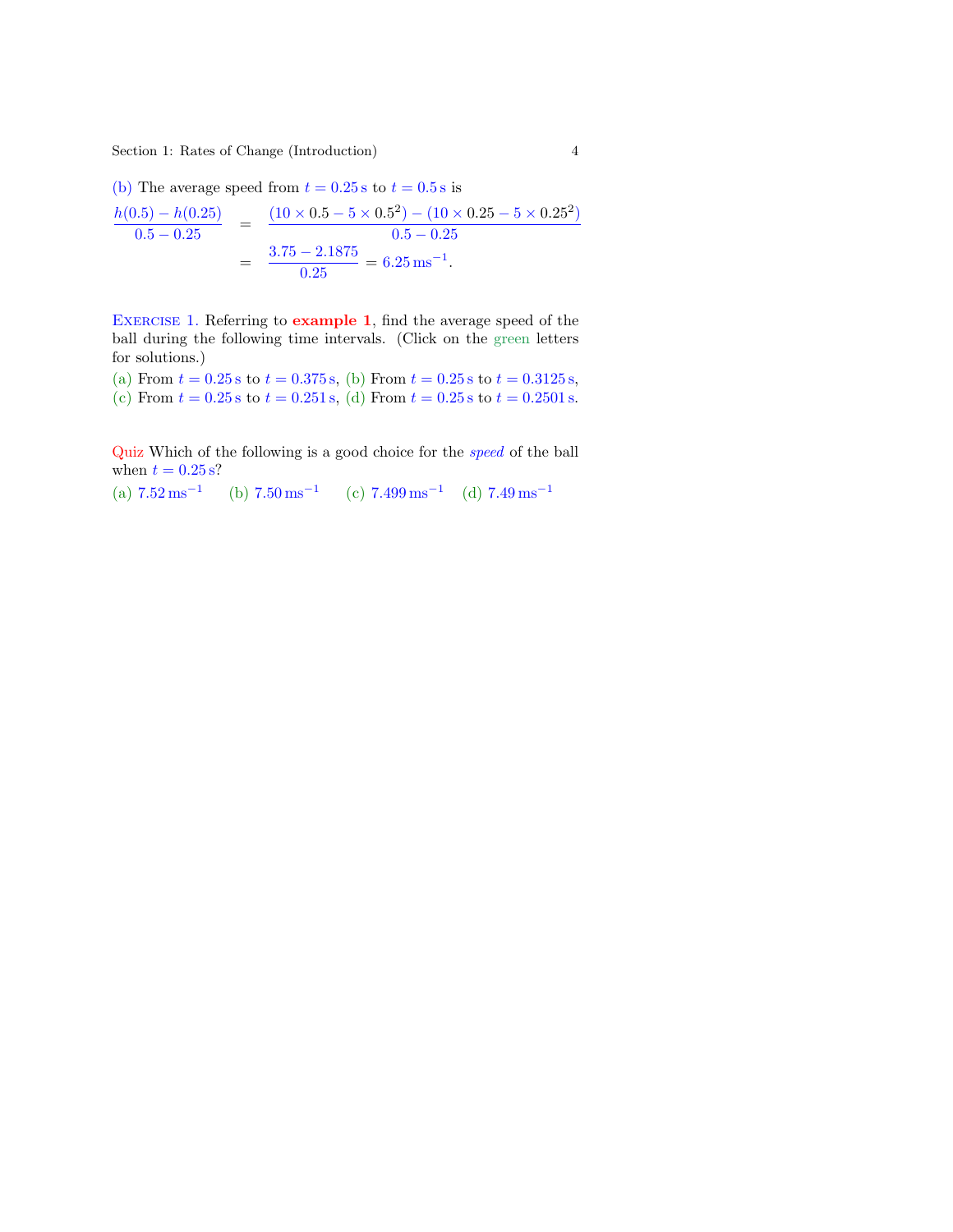(b) The average speed from $t = 0.25\,\text{s}$ to $t = 0.5\,\text{s}$ is

$$\begin{aligned}
\frac{h(0.5) - h(0.25)}{0.5 - 0.25} &= \frac{(10 \times 0.5 - 5 \times 0.5^2) - (10 \times 0.25 - 5 \times 0.25^2)}{0.5 - 0.25} \\
&= \frac{3.75 - 2.1875}{0.25} = 6.25\,\text{ms}^{-1}.
\end{aligned}$$

Exercise 1. Referring to **example 1**, find the average speed of the ball during the following time intervals. (Click on the green letters for solutions.)

(a) From $t = 0.25\,\text{s}$ to $t = 0.375\,\text{s}$, (b) From $t = 0.25\,\text{s}$ to $t = 0.3125\,\text{s}$,
(c) From $t = 0.25\,\text{s}$ to $t = 0.251\,\text{s}$, (d) From $t = 0.25\,\text{s}$ to $t = 0.2501\,\text{s}$.

Quiz Which of the following is a good choice for the *speed* of the ball when $t = 0.25\,\text{s}$?

(a) $7.52\,\text{ms}^{-1}$ (b) $7.50\,\text{ms}^{-1}$ (c) $7.499\,\text{ms}^{-1}$ (d) $7.49\,\text{ms}^{-1}$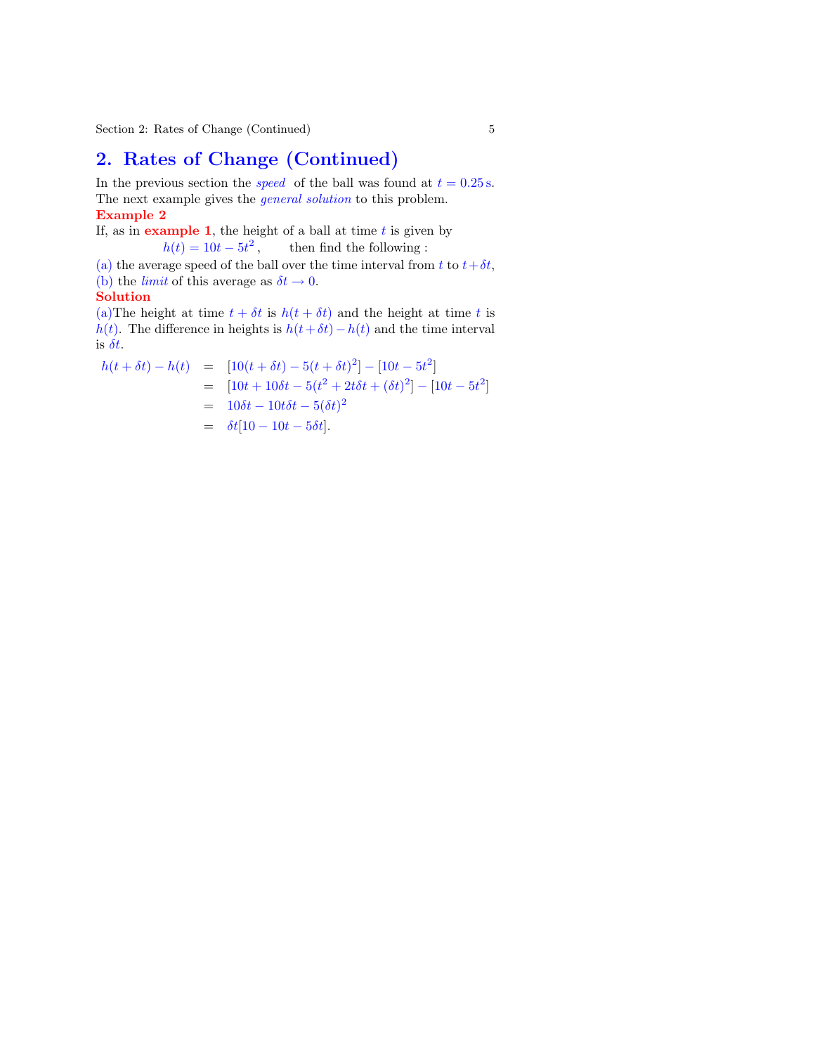## 2. Rates of Change (Continued)

In the previous section the *speed* of the ball was found at $t = 0.25\,\text{s}$. The next example gives the *general solution* to this problem.

**Example 2**

If, as in **example 1**, the height of a ball at time $t$ is given by

$h(t) = 10t - 5t^2$ , then find the following :

(a) the average speed of the ball over the time interval from $t$ to $t + \delta t$,

(b) the *limit* of this average as $\delta t \to 0$.

**Solution**

(a)The height at time $t + \delta t$ is $h(t + \delta t)$ and the height at time $t$ is $h(t)$. The difference in heights is $h(t + \delta t) - h(t)$ and the time interval is $\delta t$.

$$
\begin{aligned}
h(t+\delta t) - h(t) &= [10(t+\delta t) - 5(t+\delta t)^2] - [10t - 5t^2] \\
&= [10t + 10\delta t - 5(t^2 + 2t\delta t + (\delta t)^2] - [10t - 5t^2] \\
&= 10\delta t - 10t\delta t - 5(\delta t)^2 \\
&= \delta t[10 - 10t - 5\delta t].
\end{aligned}
$$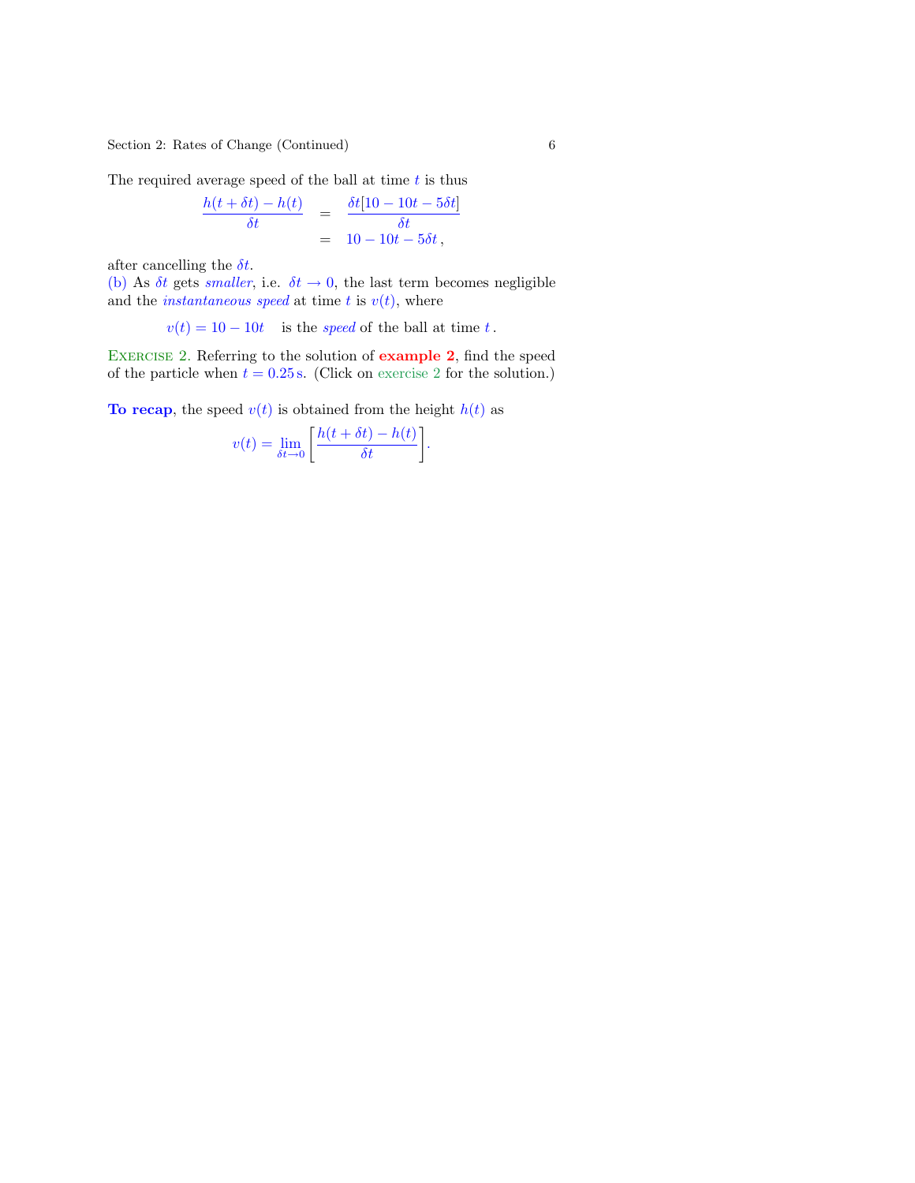The required average speed of the ball at time $t$ is thus

$$
\begin{aligned}
\frac{h(t+\delta t)-h(t)}{\delta t} &= \frac{\delta t[10-10t-5\delta t]}{\delta t} \\
&= 10-10t-5\delta t\,,
\end{aligned}
$$

after cancelling the $\delta t$.

(b) As $\delta t$ gets *smaller*, i.e. $\delta t \to 0$, the last term becomes negligible and the *instantaneous speed* at time $t$ is $v(t)$, where

$$v(t) = 10 - 10t \quad \text{is the } \textit{speed} \text{ of the ball at time } t\,.$$

Exercise 2. Referring to the solution of **example 2**, find the speed of the particle when $t = 0.25\,\text{s}$. (Click on exercise 2 for the solution.)

**To recap**, the speed $v(t)$ is obtained from the height $h(t)$ as

$$v(t) = \lim_{\delta t \to 0}\left[\frac{h(t+\delta t)-h(t)}{\delta t}\right].$$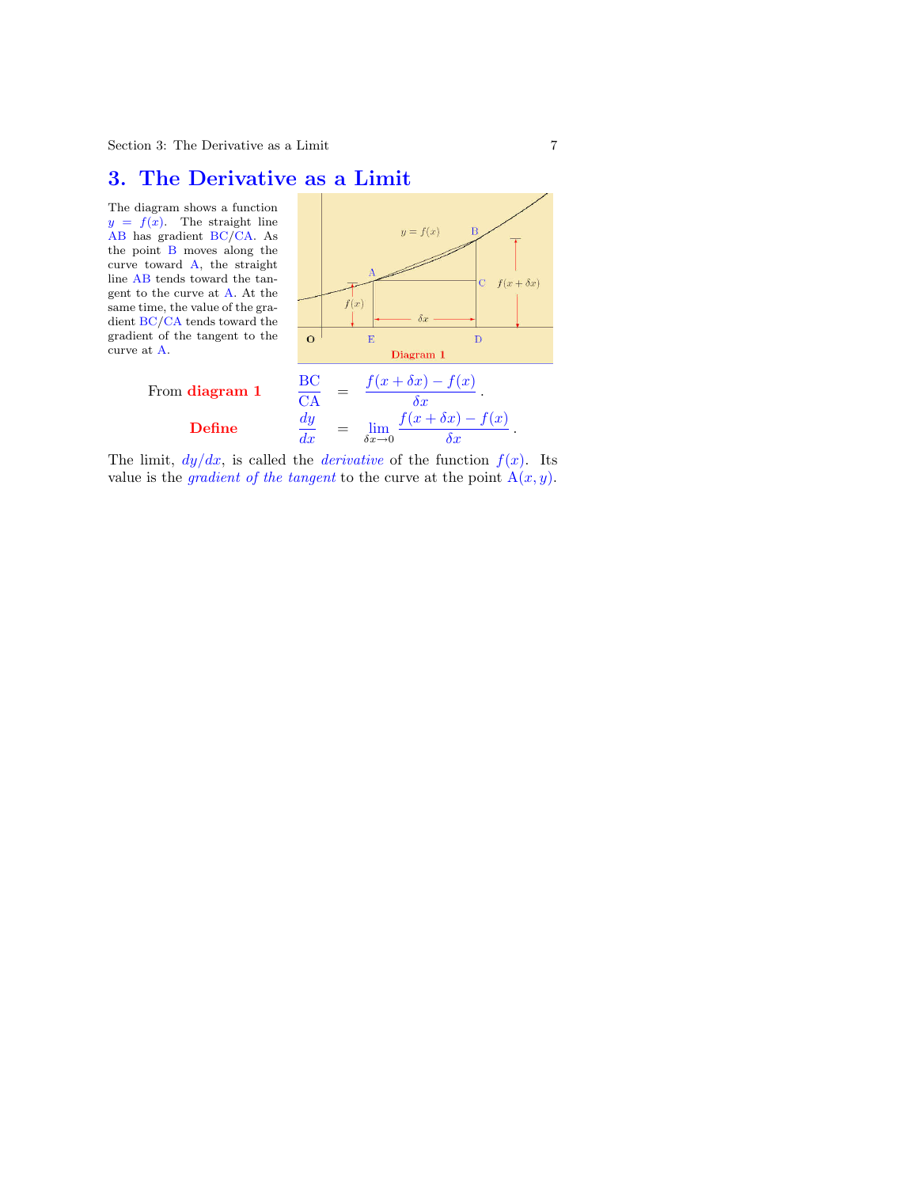# 3. The Derivative as a Limit

The diagram shows a function $y = f(x)$. The straight line AB has gradient BC/CA. As the point B moves along the curve toward A, the straight line AB tends toward the tangent to the curve at A. At the same time, the value of the gradient BC/CA tends toward the gradient of the tangent to the curve at A.

**Diagram 1**

From **diagram 1**
$$\frac{\text{BC}}{\text{CA}} = \frac{f(x+\delta x) - f(x)}{\delta x}.$$

**Define**
$$\frac{dy}{dx} = \lim_{\delta x \to 0} \frac{f(x+\delta x) - f(x)}{\delta x}.$$

The limit, $dy/dx$, is called the *derivative* of the function $f(x)$. Its value is the *gradient of the tangent* to the curve at the point $\text{A}(x, y)$.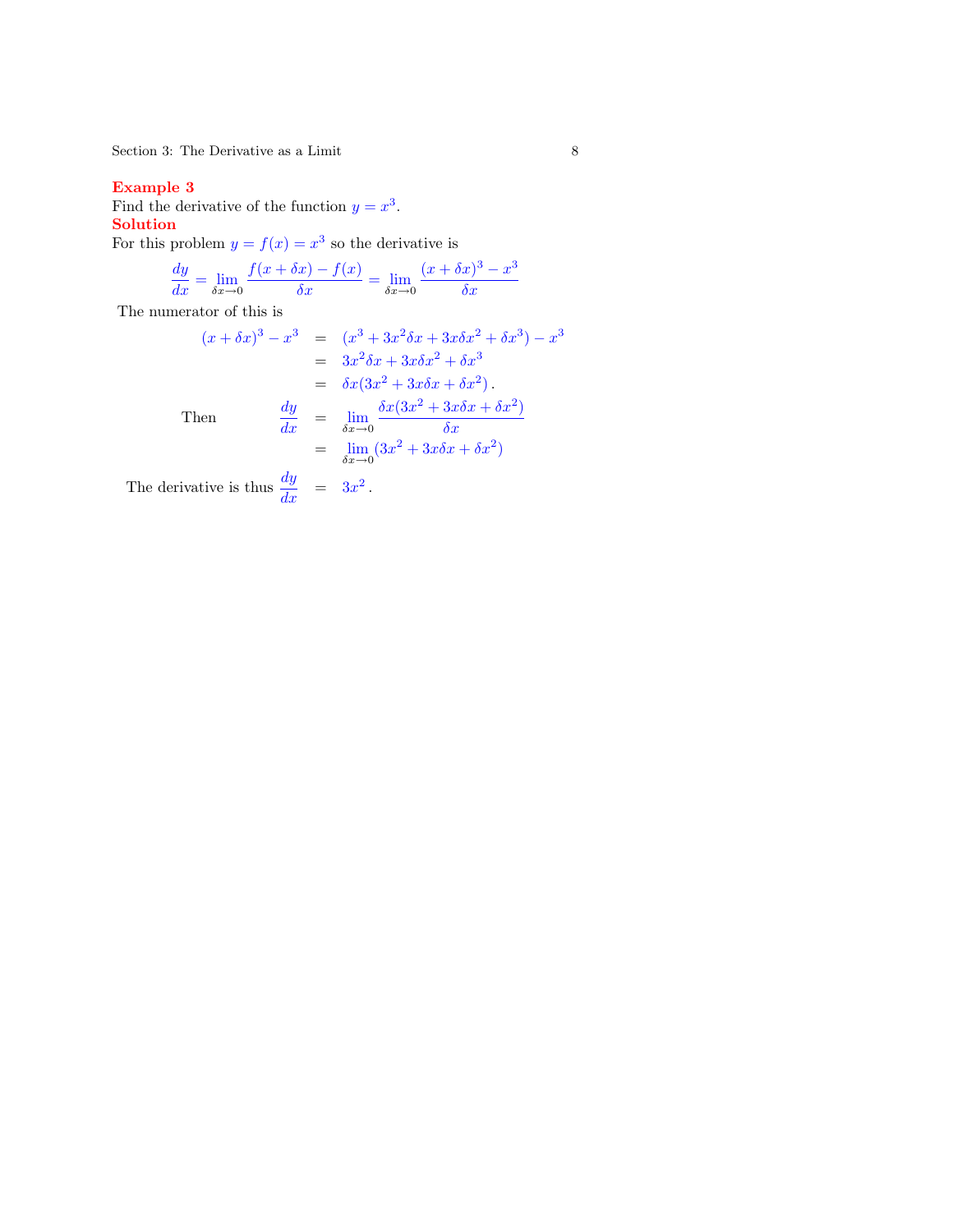**Example 3**
Find the derivative of the function $y = x^3$.
**Solution**
For this problem $y = f(x) = x^3$ so the derivative is

$$\frac{dy}{dx} = \lim_{\delta x \to 0} \frac{f(x+\delta x) - f(x)}{\delta x} = \lim_{\delta x \to 0} \frac{(x+\delta x)^3 - x^3}{\delta x}$$

The numerator of this is

$$\begin{aligned}
(x+\delta x)^3 - x^3 &= (x^3 + 3x^2\delta x + 3x\delta x^2 + \delta x^3) - x^3 \\
&= 3x^2\delta x + 3x\delta x^2 + \delta x^3 \\
&= \delta x(3x^2 + 3x\delta x + \delta x^2)\,.
\end{aligned}$$

Then

$$\begin{aligned}
\frac{dy}{dx} &= \lim_{\delta x \to 0} \frac{\delta x(3x^2 + 3x\delta x + \delta x^2)}{\delta x} \\
&= \lim_{\delta x \to 0} (3x^2 + 3x\delta x + \delta x^2)
\end{aligned}$$

The derivative is thus $\dfrac{dy}{dx} = 3x^2\,.$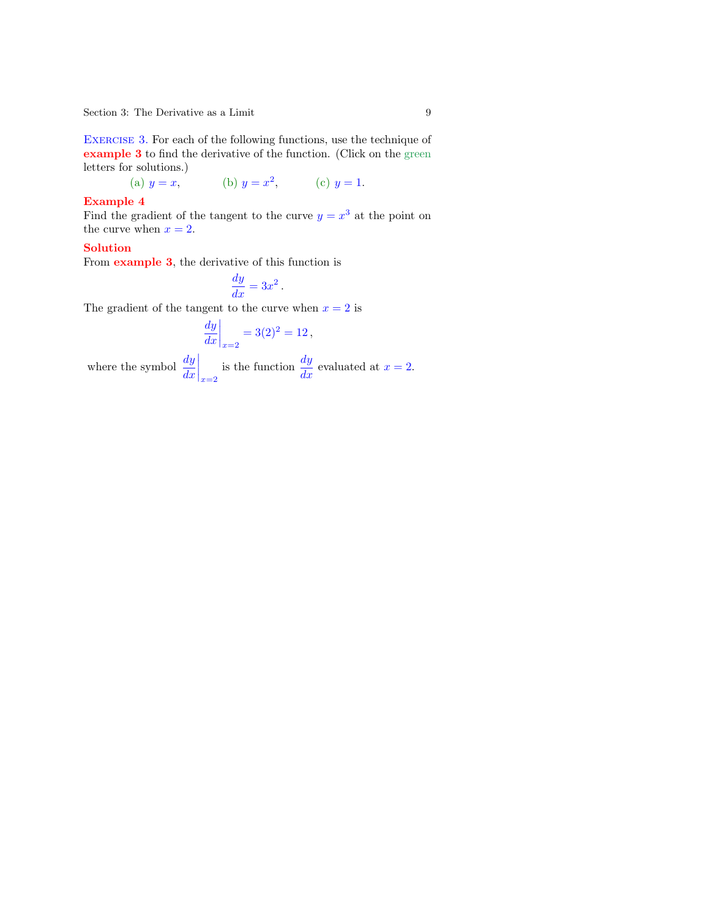**Exercise 3.** For each of the following functions, use the technique of **example 3** to find the derivative of the function. (Click on the green letters for solutions.)

(a) $y = x$, (b) $y = x^2$, (c) $y = 1$.

**Example 4**

Find the gradient of the tangent to the curve $y = x^3$ at the point on the curve when $x = 2$.

**Solution**

From **example 3**, the derivative of this function is

$$\frac{dy}{dx} = 3x^2 \, .$$

The gradient of the tangent to the curve when $x = 2$ is

$$\left.\frac{dy}{dx}\right|_{x=2} = 3(2)^2 = 12 \, ,$$

where the symbol $\left.\dfrac{dy}{dx}\right|_{x=2}$ is the function $\dfrac{dy}{dx}$ evaluated at $x = 2$.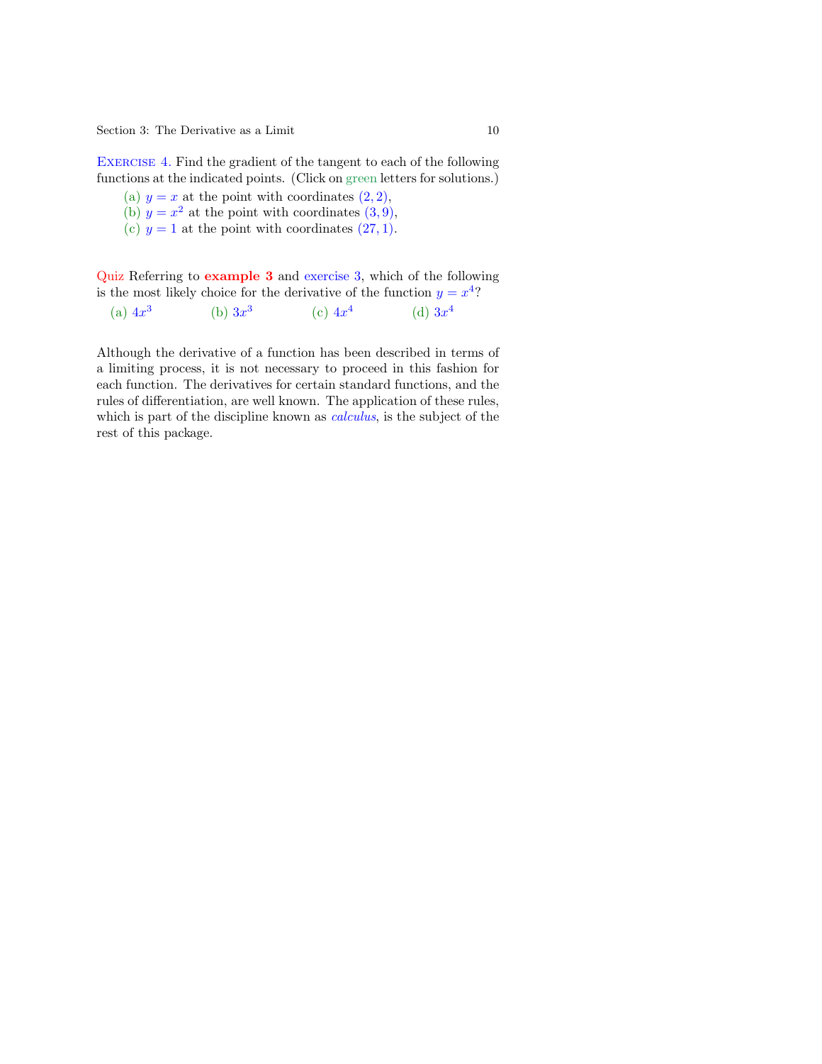Exercise 4. Find the gradient of the tangent to each of the following functions at the indicated points. (Click on green letters for solutions.)

(a) $y = x$ at the point with coordinates $(2, 2)$,
(b) $y = x^2$ at the point with coordinates $(3, 9)$,
(c) $y = 1$ at the point with coordinates $(27, 1)$.

Quiz Referring to **example 3** and exercise 3, which of the following is the most likely choice for the derivative of the function $y = x^4$?

(a) $4x^3$ (b) $3x^3$ (c) $4x^4$ (d) $3x^4$

Although the derivative of a function has been described in terms of a limiting process, it is not necessary to proceed in this fashion for each function. The derivatives for certain standard functions, and the rules of differentiation, are well known. The application of these rules, which is part of the discipline known as *calculus*, is the subject of the rest of this package.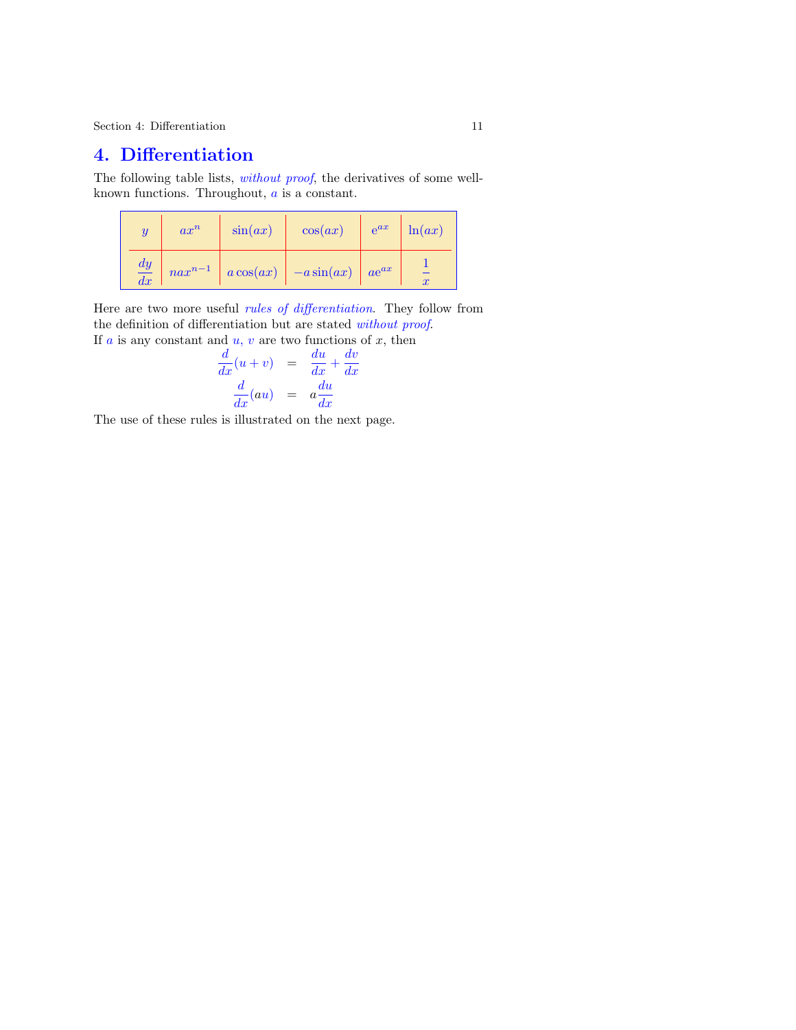# 4. Differentiation

The following table lists, *without proof*, the derivatives of some well-known functions. Throughout, $a$ is a constant.

| $y$ | $ax^n$ | $\sin(ax)$ | $\cos(ax)$ | $e^{ax}$ | $\ln(ax)$ |
|---|---|---|---|---|---|
| $\frac{dy}{dx}$ | $nax^{n-1}$ | $a\cos(ax)$ | $-a\sin(ax)$ | $ae^{ax}$ | $\frac{1}{x}$ |

Here are two more useful *rules of differentiation*. They follow from the definition of differentiation but are stated *without proof*.

If $a$ is any constant and $u$, $v$ are two functions of $x$, then

$$\begin{aligned} \frac{d}{dx}(u+v) &= \frac{du}{dx} + \frac{dv}{dx} \\ \frac{d}{dx}(au) &= a\frac{du}{dx} \end{aligned}$$

The use of these rules is illustrated on the next page.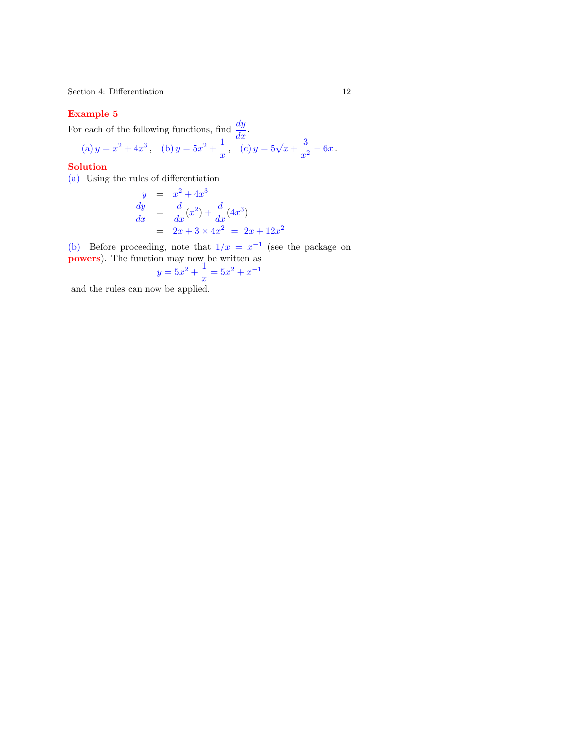**Example 5**

For each of the following functions, find $\frac{dy}{dx}$.

(a) $y = x^2 + 4x^3$ , (b) $y = 5x^2 + \frac{1}{x}$ , (c) $y = 5\sqrt{x} + \frac{3}{x^2} - 6x$ .

**Solution**

(a) Using the rules of differentiation

$$
\begin{aligned}
y &= x^2 + 4x^3 \\
\frac{dy}{dx} &= \frac{d}{dx}(x^2) + \frac{d}{dx}(4x^3) \\
&= 2x + 3 \times 4x^2 \; = \; 2x + 12x^2
\end{aligned}
$$

(b) Before proceeding, note that $1/x = x^{-1}$ (see the package on **powers**). The function may now be written as

$$y = 5x^2 + \frac{1}{x} = 5x^2 + x^{-1}$$

and the rules can now be applied.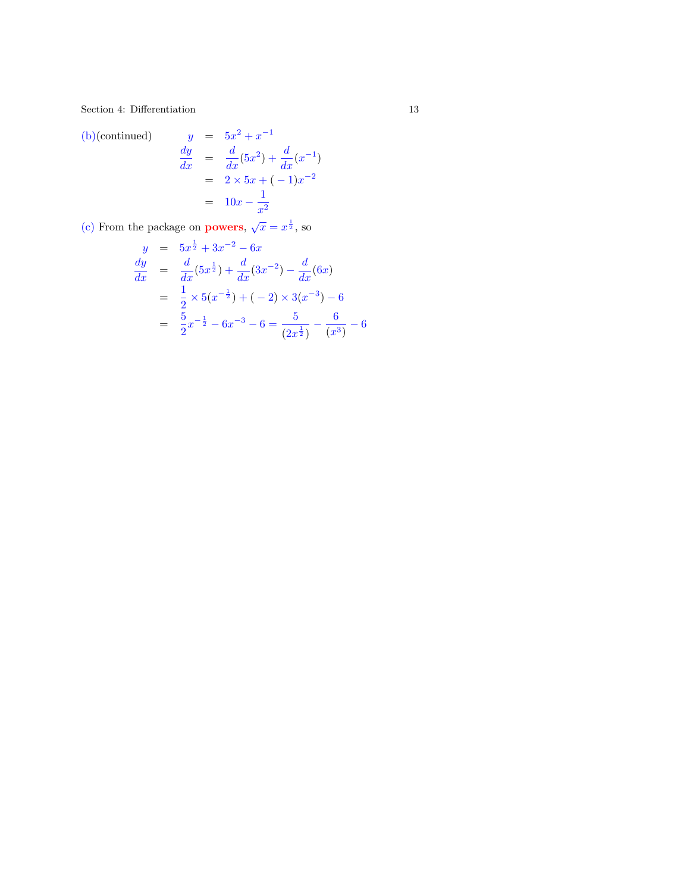(b)(continued)

$$
\begin{aligned}
y &= 5x^2 + x^{-1} \\
\frac{dy}{dx} &= \frac{d}{dx}(5x^2) + \frac{d}{dx}(x^{-1}) \\
&= 2 \times 5x + (-1)x^{-2} \\
&= 10x - \frac{1}{x^2}
\end{aligned}
$$

(c) From the package on **powers**, $\sqrt{x} = x^{\frac{1}{2}}$, so

$$
\begin{aligned}
y &= 5x^{\frac{1}{2}} + 3x^{-2} - 6x \\
\frac{dy}{dx} &= \frac{d}{dx}(5x^{\frac{1}{2}}) + \frac{d}{dx}(3x^{-2}) - \frac{d}{dx}(6x) \\
&= \frac{1}{2} \times 5(x^{-\frac{1}{2}}) + (-2) \times 3(x^{-3}) - 6 \\
&= \frac{5}{2}x^{-\frac{1}{2}} - 6x^{-3} - 6 = \frac{5}{(2x^{\frac{1}{2}})} - \frac{6}{(x^3)} - 6
\end{aligned}
$$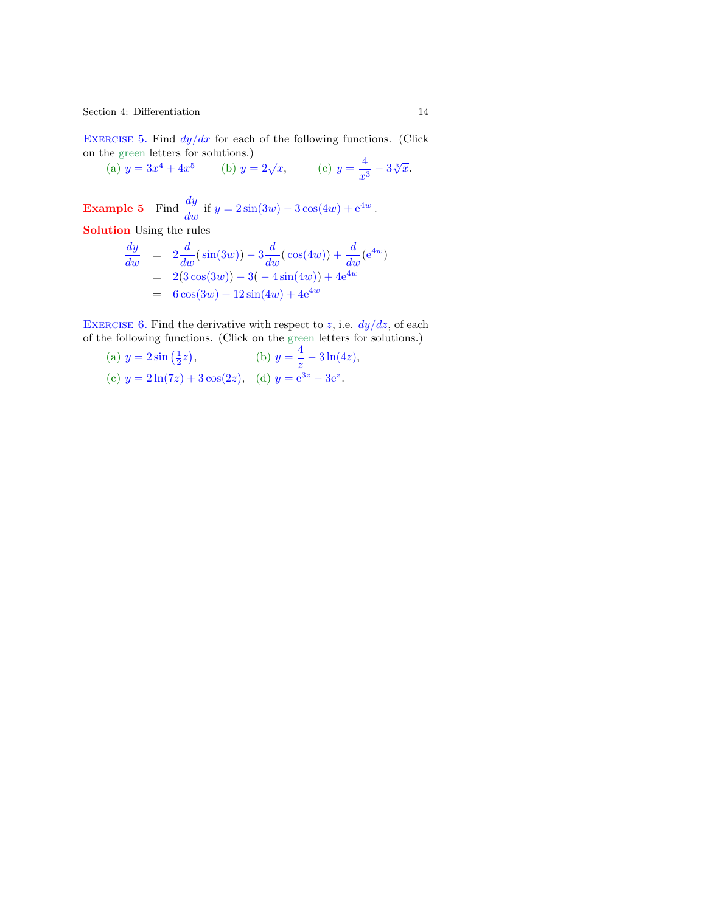EXERCISE 5. Find $dy/dx$ for each of the following functions. (Click on the green letters for solutions.)

(a) $y = 3x^4 + 4x^5$ (b) $y = 2\sqrt{x}$, (c) $y = \dfrac{4}{x^3} - 3\sqrt[3]{x}$.

**Example 5** Find $\dfrac{dy}{dw}$ if $y = 2\sin(3w) - 3\cos(4w) + e^{4w}$ .

**Solution** Using the rules

$$
\begin{aligned}
\frac{dy}{dw} &= 2\frac{d}{dw}(\sin(3w)) - 3\frac{d}{dw}(\cos(4w)) + \frac{d}{dw}(e^{4w}) \\
&= 2(3\cos(3w)) - 3(-4\sin(4w)) + 4e^{4w} \\
&= 6\cos(3w) + 12\sin(4w) + 4e^{4w}
\end{aligned}
$$

EXERCISE 6. Find the derivative with respect to $z$, i.e. $dy/dz$, of each of the following functions. (Click on the green letters for solutions.)

(a) $y = 2\sin\left(\frac{1}{2}z\right)$, (b) $y = \dfrac{4}{z} - 3\ln(4z)$,

(c) $y = 2\ln(7z) + 3\cos(2z)$, (d) $y = e^{3z} - 3e^{z}$.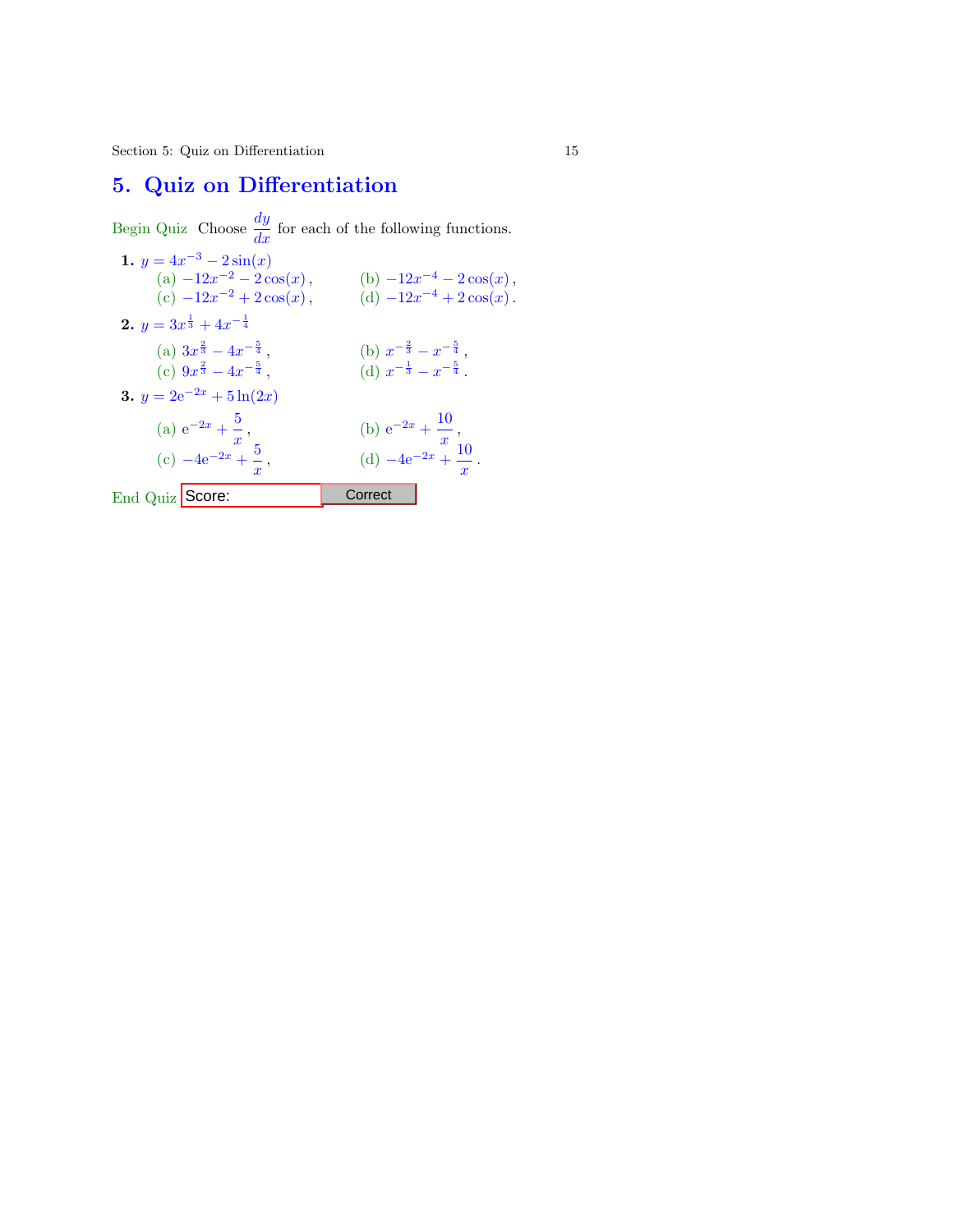# 5. Quiz on Differentiation

Begin Quiz Choose $\frac{dy}{dx}$ for each of the following functions.

**1.** $y = 4x^{-3} - 2\sin(x)$

(a) $-12x^{-2} - 2\cos(x)$, (b) $-12x^{-4} - 2\cos(x)$,
(c) $-12x^{-2} + 2\cos(x)$, (d) $-12x^{-4} + 2\cos(x)$.

**2.** $y = 3x^{\frac{1}{3}} + 4x^{-\frac{1}{4}}$

(a) $3x^{\frac{2}{3}} - 4x^{-\frac{5}{4}}$, (b) $x^{-\frac{2}{3}} - x^{-\frac{5}{4}}$,
(c) $9x^{\frac{2}{3}} - 4x^{-\frac{5}{4}}$, (d) $x^{-\frac{1}{3}} - x^{-\frac{5}{4}}$.

**3.** $y = 2e^{-2x} + 5\ln(2x)$

(a) $e^{-2x} + \frac{5}{x}$, (b) $e^{-2x} + \frac{10}{x}$,
(c) $-4e^{-2x} + \frac{5}{x}$, (d) $-4e^{-2x} + \frac{10}{x}$.

End Quiz Score: Correct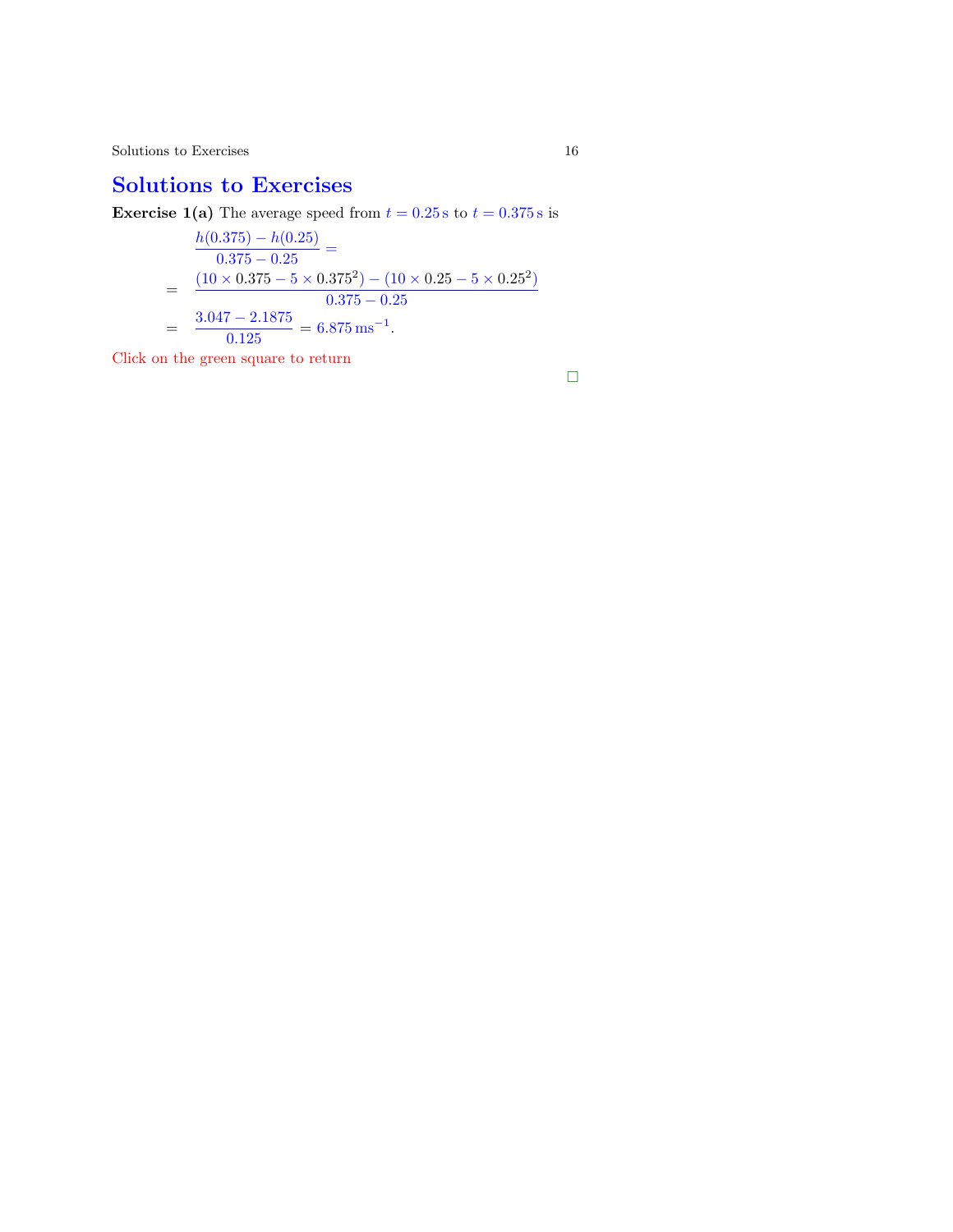# Solutions to Exercises

**Exercise 1(a)** The average speed from $t = 0.25\,\text{s}$ to $t = 0.375\,\text{s}$ is

$$
\begin{aligned}
& \frac{h(0.375) - h(0.25)}{0.375 - 0.25} = \\
= \quad & \frac{(10 \times 0.375 - 5 \times 0.375^2) - (10 \times 0.25 - 5 \times 0.25^2)}{0.375 - 0.25} \\
= \quad & \frac{3.047 - 2.1875}{0.125} = 6.875\,\text{ms}^{-1}.
\end{aligned}
$$

Click on the green square to return

□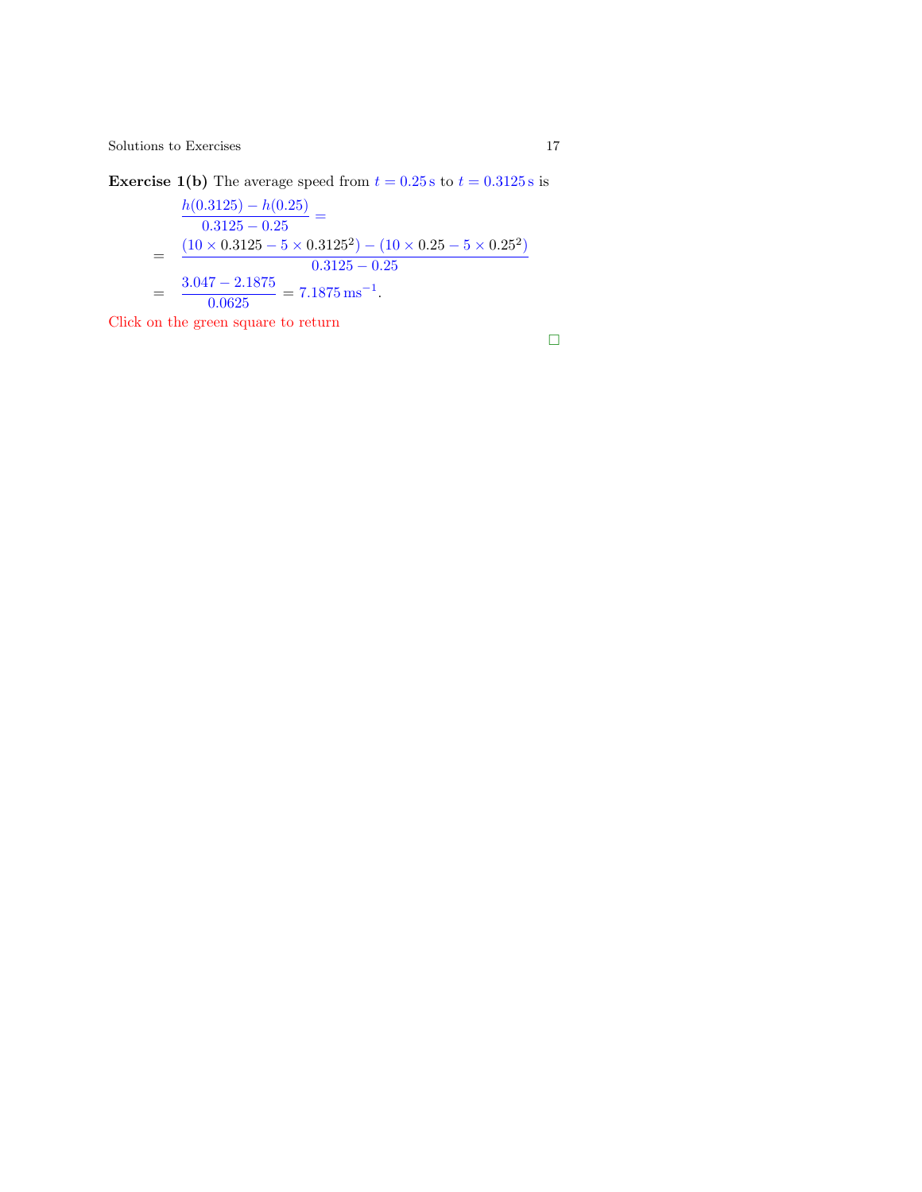**Exercise 1(b)** The average speed from $t = 0.25\,\text{s}$ to $t = 0.3125\,\text{s}$ is

$$
\begin{aligned}
& \frac{h(0.3125) - h(0.25)}{0.3125 - 0.25} = \\
= \quad & \frac{(10 \times 0.3125 - 5 \times 0.3125^2) - (10 \times 0.25 - 5 \times 0.25^2)}{0.3125 - 0.25} \\
= \quad & \frac{3.047 - 2.1875}{0.0625} = 7.1875\,\text{ms}^{-1}.
\end{aligned}
$$

Click on the green square to return

□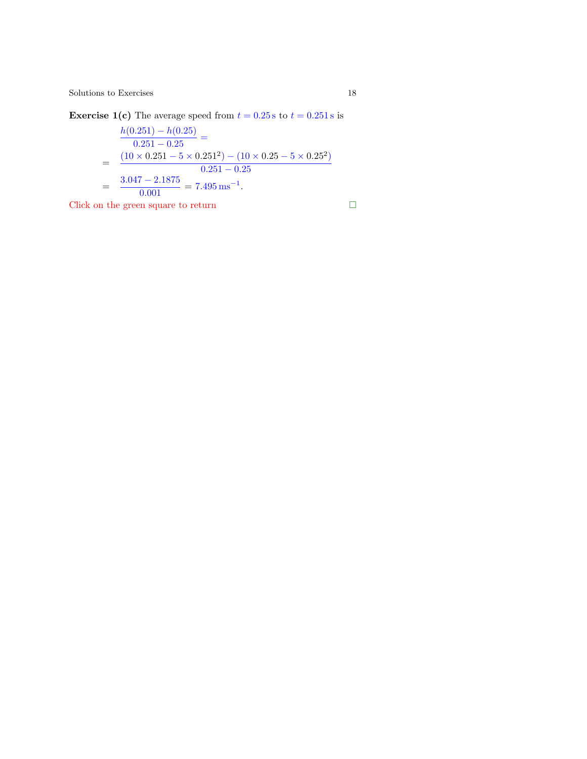**Exercise 1(c)** The average speed from $t = 0.25\,\text{s}$ to $t = 0.251\,\text{s}$ is

$$
\begin{aligned}
& \frac{h(0.251) - h(0.25)}{0.251 - 0.25} = \\
= \quad & \frac{(10 \times 0.251 - 5 \times 0.251^2) - (10 \times 0.25 - 5 \times 0.25^2)}{0.251 - 0.25} \\
= \quad & \frac{3.047 - 2.1875}{0.001} = 7.495\,\text{ms}^{-1}.
\end{aligned}
$$

Click on the green square to return □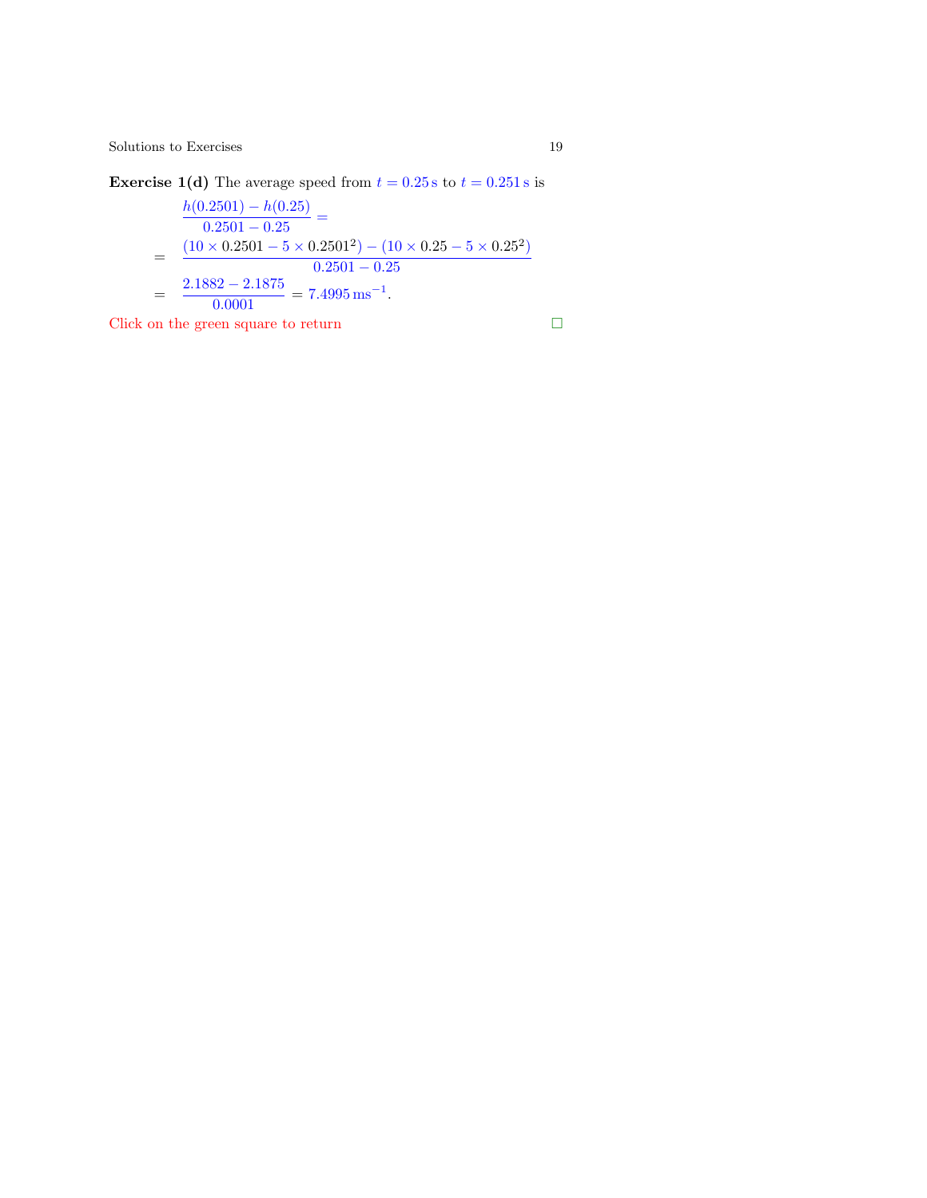**Exercise 1(d)** The average speed from $t = 0.25\,\text{s}$ to $t = 0.251\,\text{s}$ is

$$
\begin{aligned}
& \frac{h(0.2501) - h(0.25)}{0.2501 - 0.25} = \\
= & \frac{(10 \times 0.2501 - 5 \times 0.2501^2) - (10 \times 0.25 - 5 \times 0.25^2)}{0.2501 - 0.25} \\
= & \frac{2.1882 - 2.1875}{0.0001} = 7.4995\,\text{ms}^{-1}.
\end{aligned}
$$

Click on the green square to return □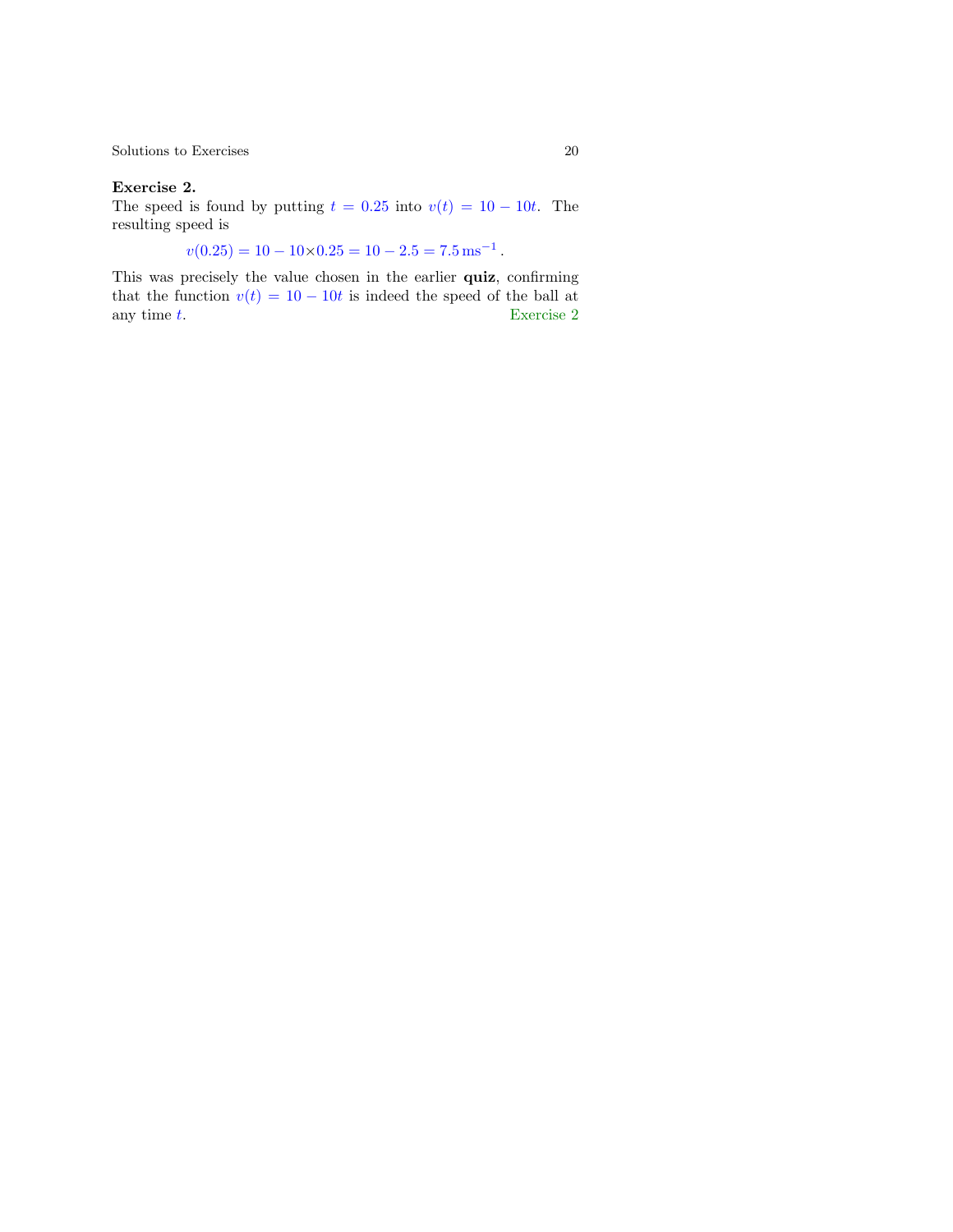**Exercise 2.**

The speed is found by putting $t = 0.25$ into $v(t) = 10 - 10t$. The resulting speed is

$$v(0.25) = 10 - 10{\times}0.25 = 10 - 2.5 = 7.5\,\mathrm{ms}^{-1}\,.$$

This was precisely the value chosen in the earlier **quiz**, confirming that the function $v(t) = 10 - 10t$ is indeed the speed of the ball at any time $t$. Exercise 2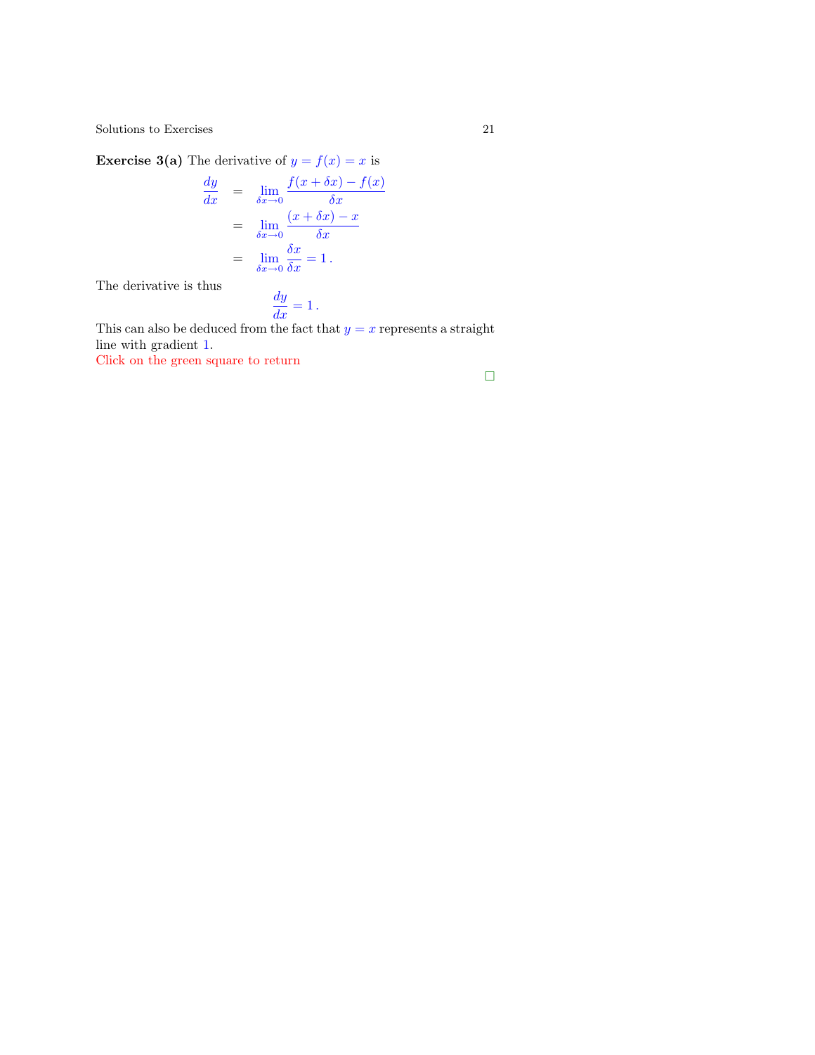**Exercise 3(a)** The derivative of $y = f(x) = x$ is

$$
\begin{aligned}
\frac{dy}{dx} &= \lim_{\delta x \to 0} \frac{f(x+\delta x) - f(x)}{\delta x} \\
&= \lim_{\delta x \to 0} \frac{(x+\delta x) - x}{\delta x} \\
&= \lim_{\delta x \to 0} \frac{\delta x}{\delta x} = 1\,.
\end{aligned}
$$

The derivative is thus

$$
\frac{dy}{dx} = 1\,.
$$

This can also be deduced from the fact that $y = x$ represents a straight line with gradient $1$.

Click on the green square to return

□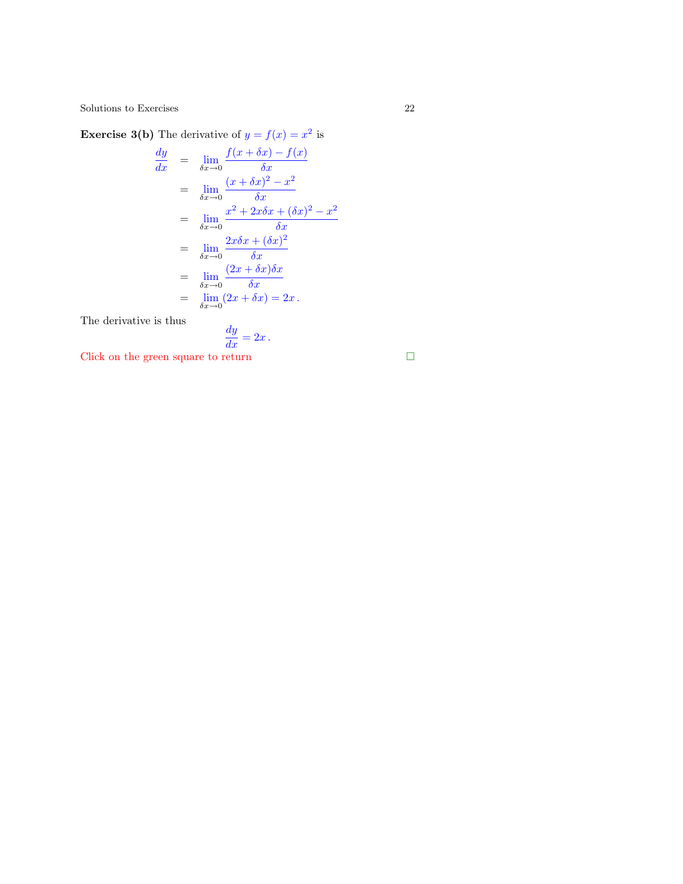**Exercise 3(b)** The derivative of $y = f(x) = x^2$ is

$$
\begin{aligned}
\frac{dy}{dx} &= \lim_{\delta x \to 0} \frac{f(x+\delta x) - f(x)}{\delta x} \\
&= \lim_{\delta x \to 0} \frac{(x+\delta x)^2 - x^2}{\delta x} \\
&= \lim_{\delta x \to 0} \frac{x^2 + 2x\delta x + (\delta x)^2 - x^2}{\delta x} \\
&= \lim_{\delta x \to 0} \frac{2x\delta x + (\delta x)^2}{\delta x} \\
&= \lim_{\delta x \to 0} \frac{(2x + \delta x)\delta x}{\delta x} \\
&= \lim_{\delta x \to 0} (2x + \delta x) = 2x\,.
\end{aligned}
$$

The derivative is thus

$$
\frac{dy}{dx} = 2x\,.
$$

Click on the green square to return □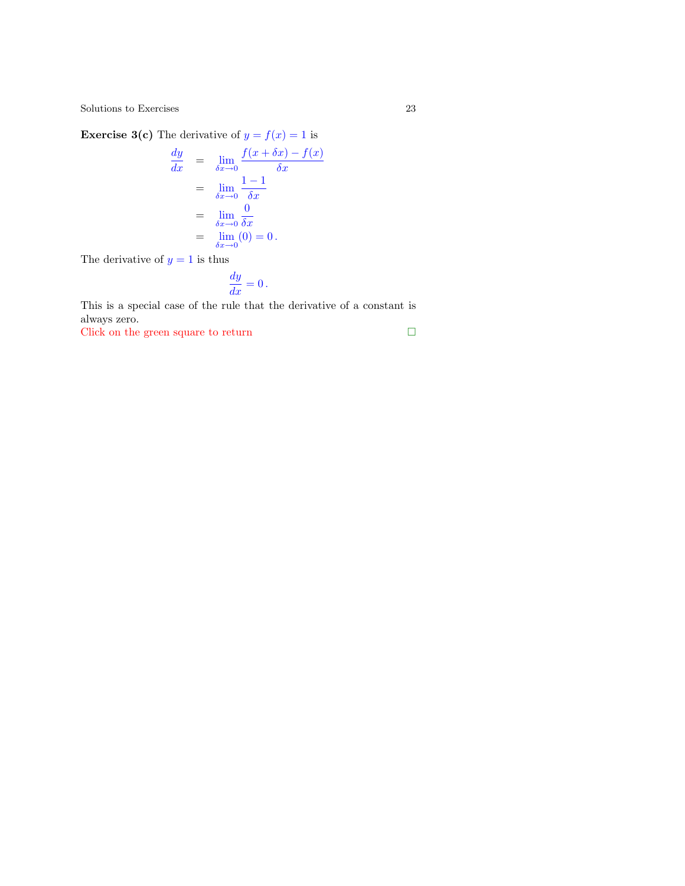**Exercise 3(c)** The derivative of $y = f(x) = 1$ is

$$\begin{aligned}
\frac{dy}{dx} &= \lim_{\delta x \to 0} \frac{f(x+\delta x) - f(x)}{\delta x} \\
&= \lim_{\delta x \to 0} \frac{1-1}{\delta x} \\
&= \lim_{\delta x \to 0} \frac{0}{\delta x} \\
&= \lim_{\delta x \to 0} (0) = 0\,.
\end{aligned}$$

The derivative of $y = 1$ is thus

$$\frac{dy}{dx} = 0\,.$$

This is a special case of the rule that the derivative of a constant is always zero.

Click on the green square to return □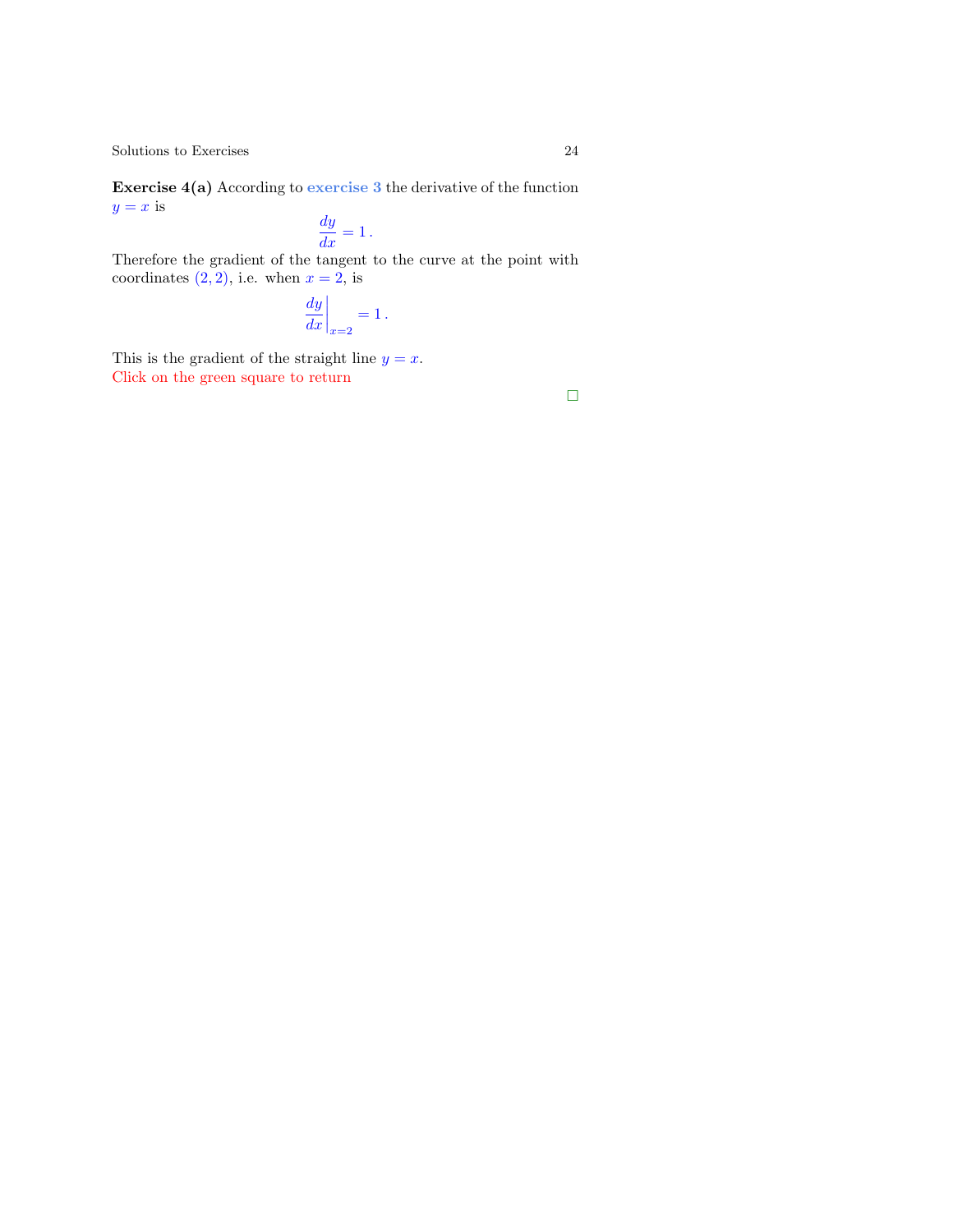**Exercise 4(a)** According to **exercise 3** the derivative of the function $y = x$ is

$$\frac{dy}{dx} = 1\,.$$

Therefore the gradient of the tangent to the curve at the point with coordinates $(2, 2)$, i.e. when $x = 2$, is

$$\left.\frac{dy}{dx}\right|_{x=2} = 1\,.$$

This is the gradient of the straight line $y = x$.
Click on the green square to return

□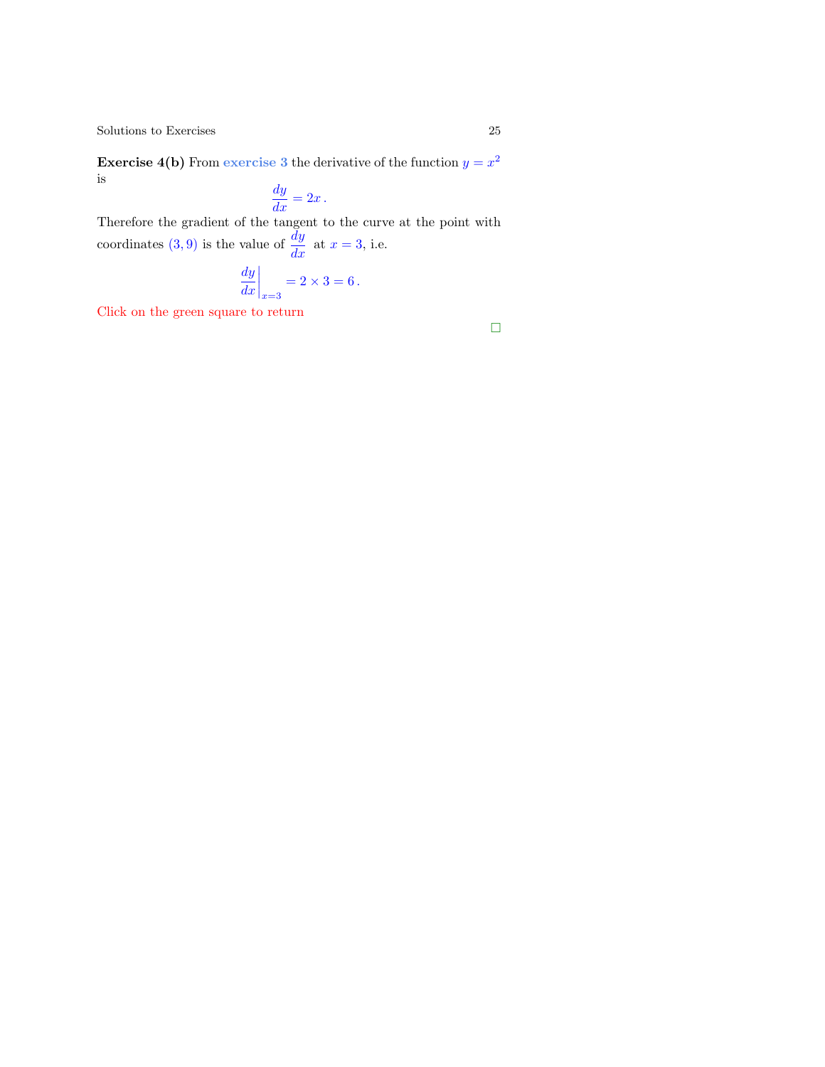**Exercise 4(b)** From **exercise 3** the derivative of the function $y = x^2$ is

$$\frac{dy}{dx} = 2x\,.$$

Therefore the gradient of the tangent to the curve at the point with coordinates $(3, 9)$ is the value of $\dfrac{dy}{dx}$ at $x = 3$, i.e.

$$\left.\frac{dy}{dx}\right|_{x=3} = 2 \times 3 = 6\,.$$

Click on the green square to return

□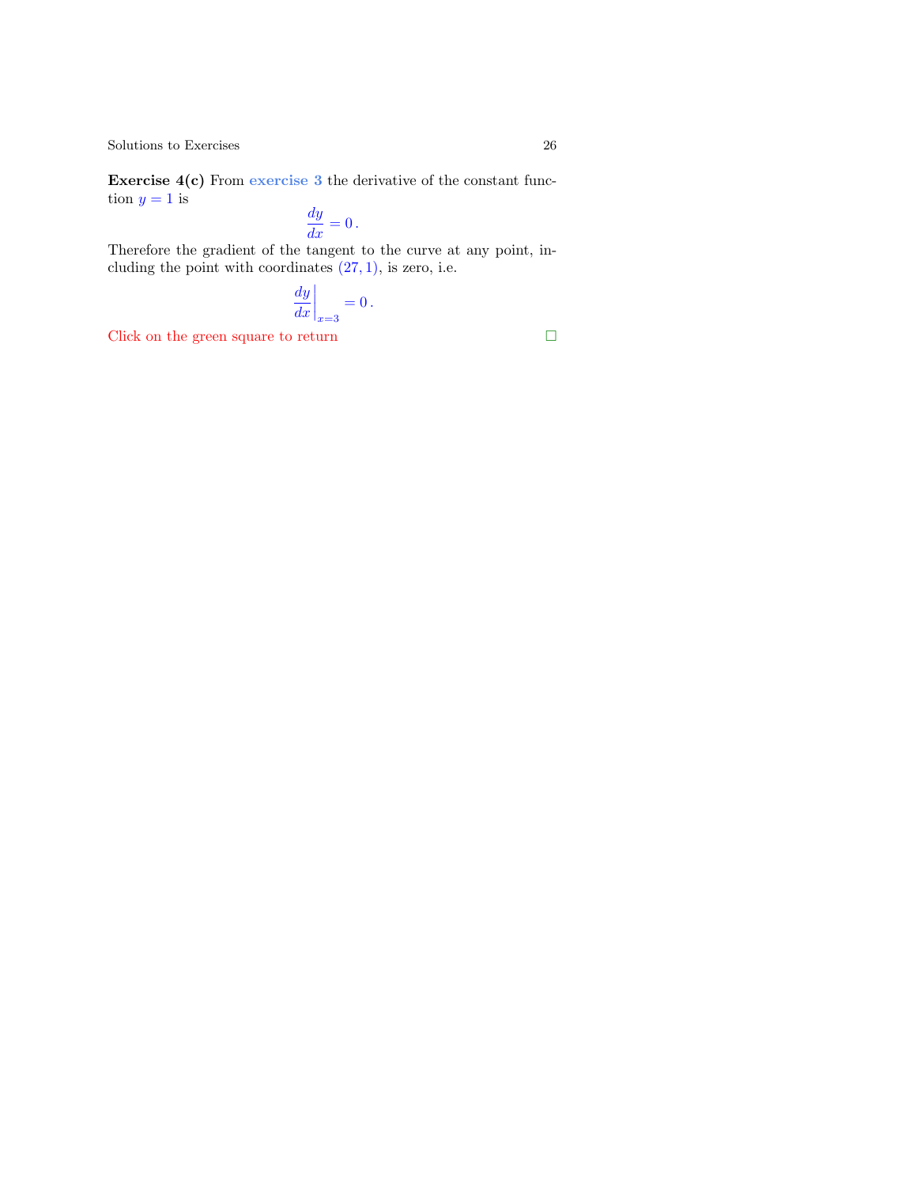**Exercise 4(c)** From **exercise 3** the derivative of the constant function $y = 1$ is

$$\frac{dy}{dx} = 0\,.$$

Therefore the gradient of the tangent to the curve at any point, including the point with coordinates $(27, 1)$, is zero, i.e.

$$\left.\frac{dy}{dx}\right|_{x=3} = 0\,.$$

Click on the green square to return □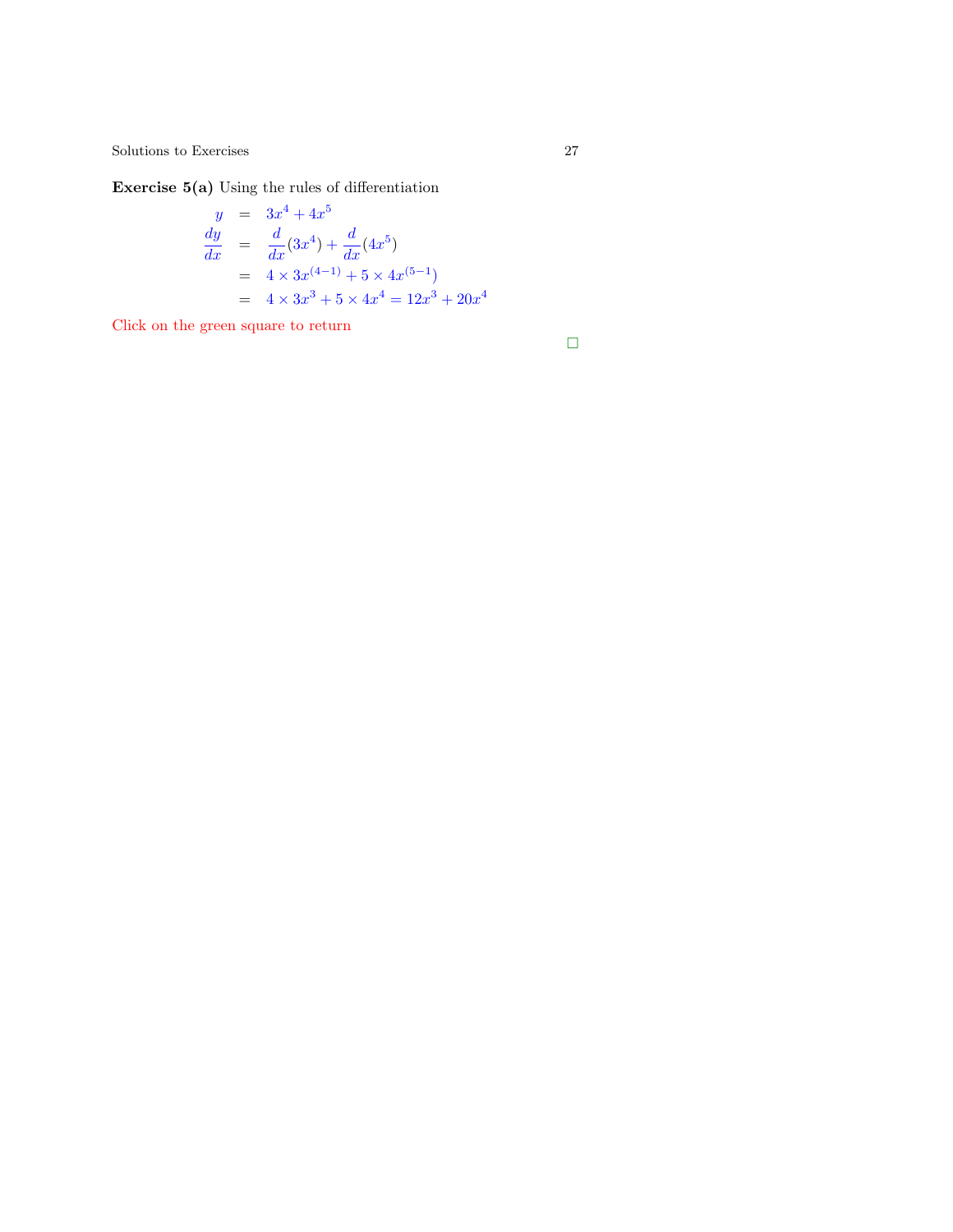**Exercise 5(a)** Using the rules of differentiation

$$
\begin{aligned}
y &= 3x^4 + 4x^5 \\
\frac{dy}{dx} &= \frac{d}{dx}(3x^4) + \frac{d}{dx}(4x^5) \\
&= 4 \times 3x^{(4-1)} + 5 \times 4x^{(5-1)} \\
&= 4 \times 3x^3 + 5 \times 4x^4 = 12x^3 + 20x^4
\end{aligned}
$$

Click on the green square to return

□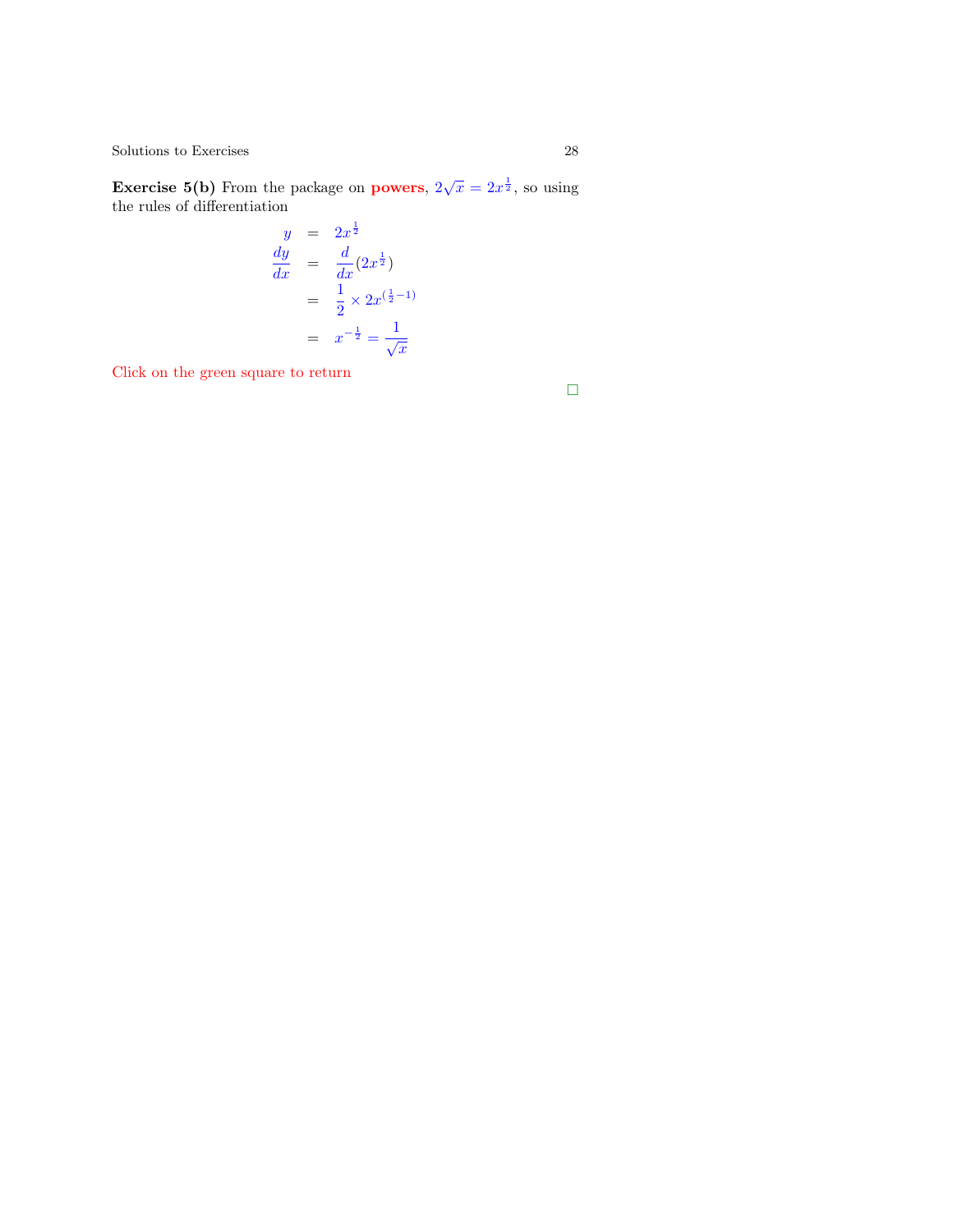**Exercise 5(b)** From the package on **powers**, $2\sqrt{x} = 2x^{\frac{1}{2}}$, so using the rules of differentiation

$$
\begin{aligned}
y &= 2x^{\frac{1}{2}} \\
\frac{dy}{dx} &= \frac{d}{dx}(2x^{\frac{1}{2}}) \\
&= \frac{1}{2} \times 2x^{(\frac{1}{2}-1)} \\
&= x^{-\frac{1}{2}} = \frac{1}{\sqrt{x}}
\end{aligned}
$$

Click on the green square to return

□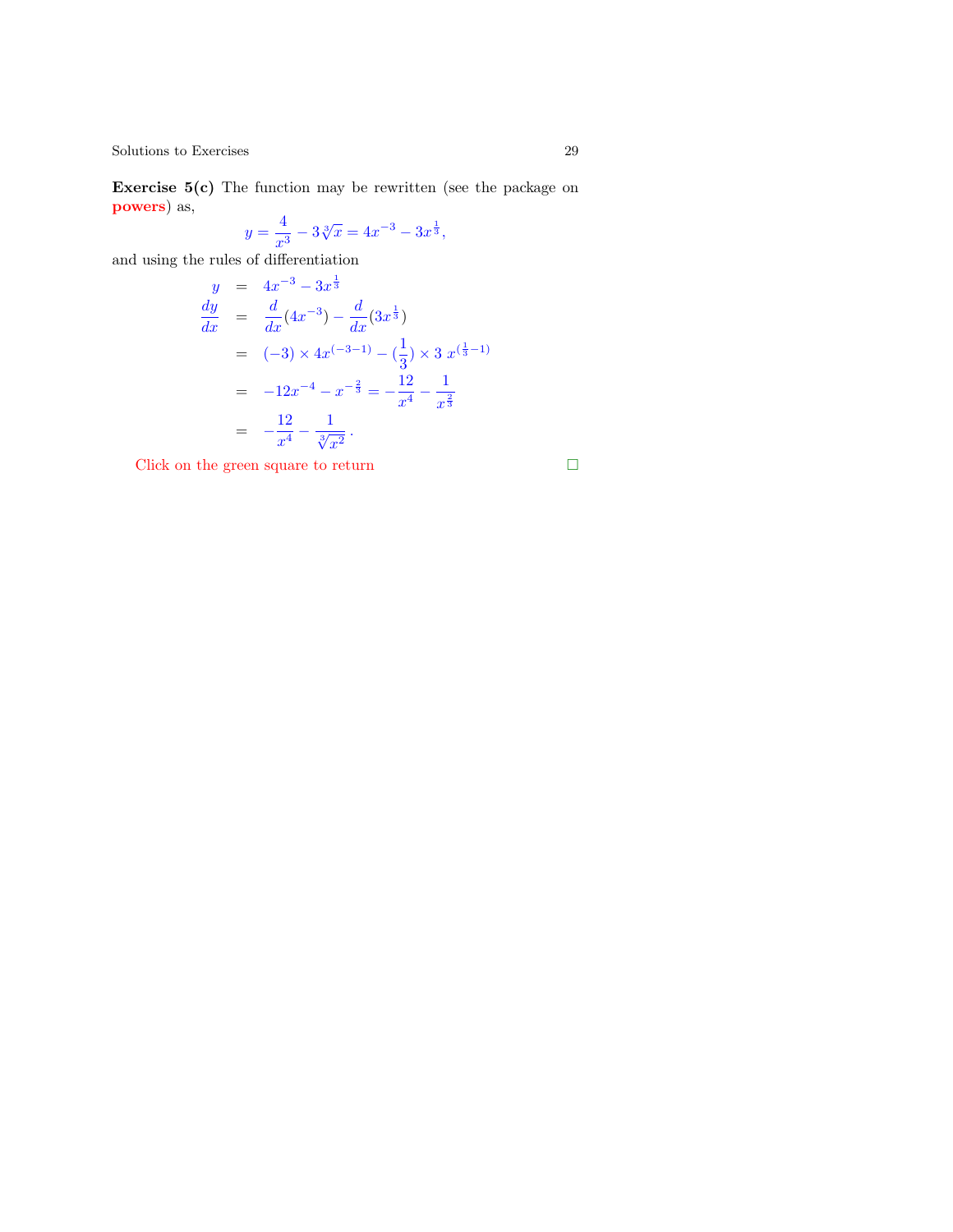**Exercise 5(c)** The function may be rewritten (see the package on **powers**) as,

$$y = \frac{4}{x^3} - 3\sqrt[3]{x} = 4x^{-3} - 3x^{\frac{1}{3}},$$

and using the rules of differentiation

$$\begin{aligned}
y &= 4x^{-3} - 3x^{\frac{1}{3}} \\
\frac{dy}{dx} &= \frac{d}{dx}(4x^{-3}) - \frac{d}{dx}(3x^{\frac{1}{3}}) \\
&= (-3) \times 4x^{(-3-1)} - (\frac{1}{3}) \times 3\ x^{(\frac{1}{3}-1)} \\
&= -12x^{-4} - x^{-\frac{2}{3}} = -\frac{12}{x^4} - \frac{1}{x^{\frac{2}{3}}} \\
&= -\frac{12}{x^4} - \frac{1}{\sqrt[3]{x^2}}\,.
\end{aligned}$$

Click on the green square to return □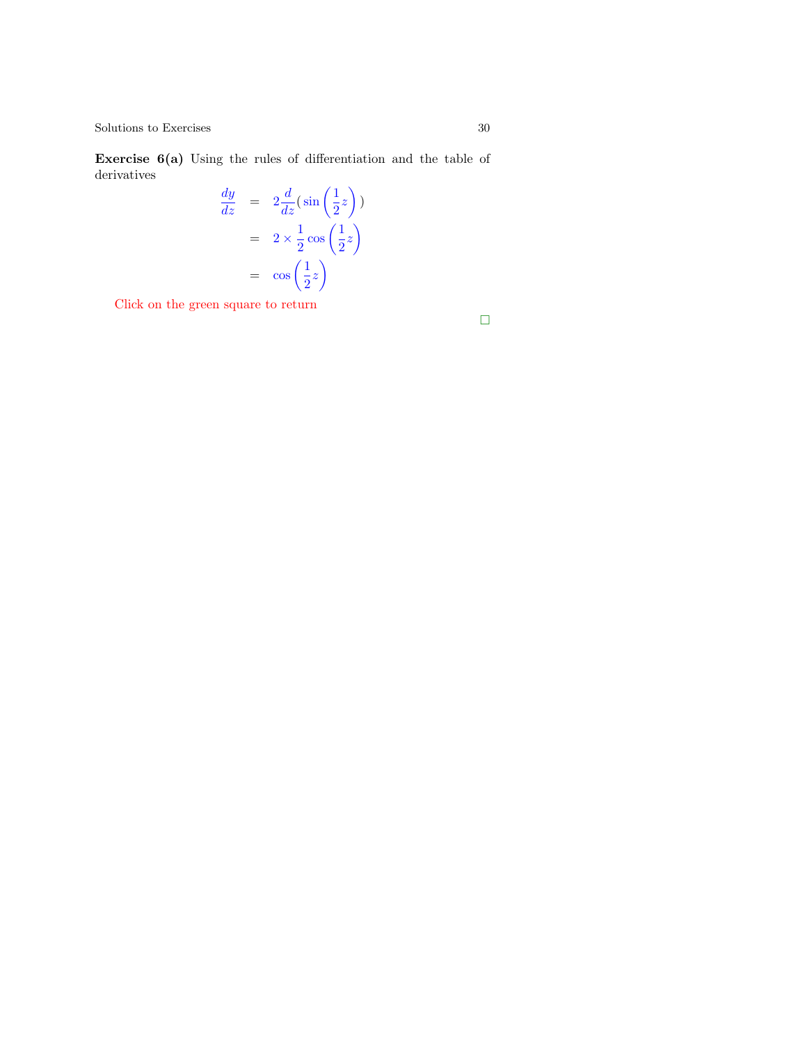**Exercise 6(a)** Using the rules of differentiation and the table of derivatives

$$
\begin{aligned}
\frac{dy}{dz} &= 2\frac{d}{dz}\left(\sin\left(\frac{1}{2}z\right)\right) \\
&= 2 \times \frac{1}{2}\cos\left(\frac{1}{2}z\right) \\
&= \cos\left(\frac{1}{2}z\right)
\end{aligned}
$$

Click on the green square to return

□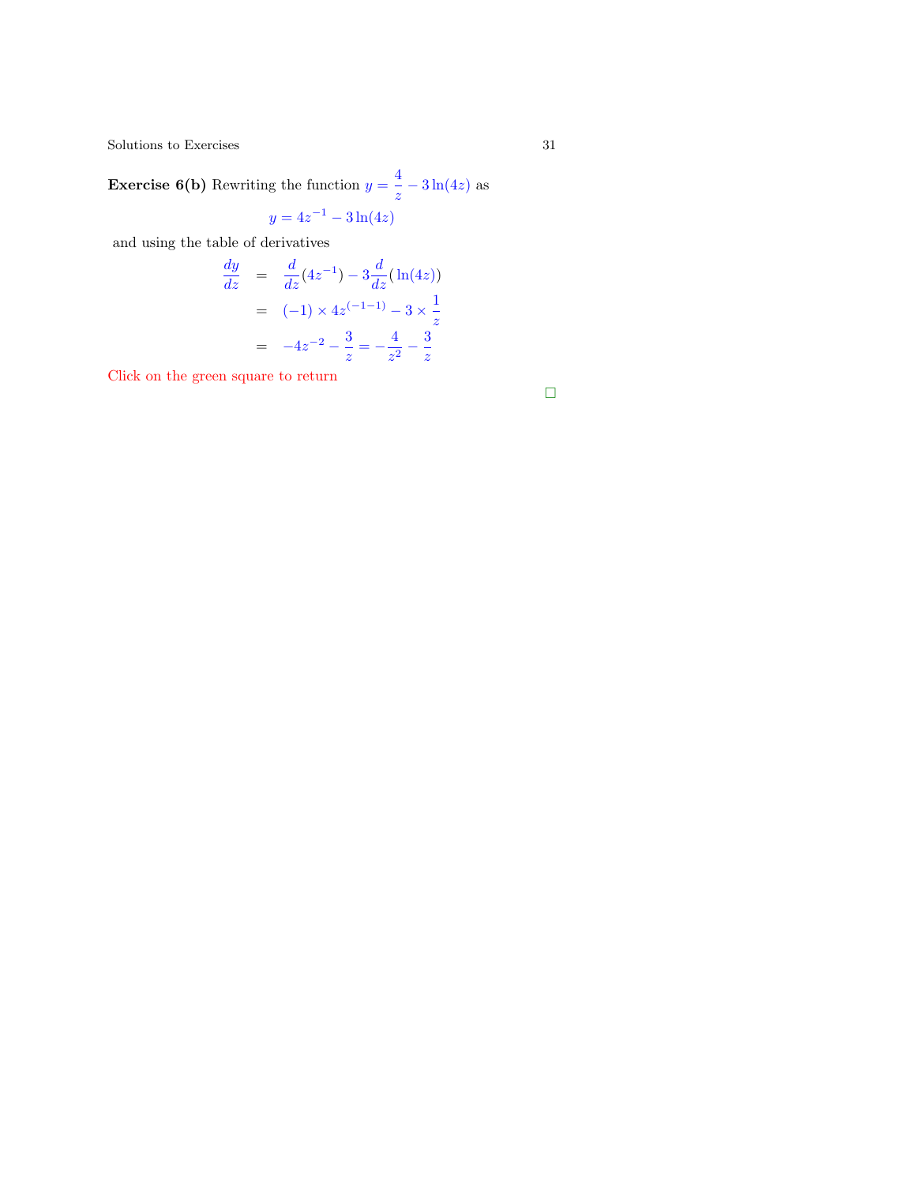**Exercise 6(b)** Rewriting the function $y = \frac{4}{z} - 3\ln(4z)$ as

$$y = 4z^{-1} - 3\ln(4z)$$

and using the table of derivatives

$$\begin{aligned}
\frac{dy}{dz} &= \frac{d}{dz}(4z^{-1}) - 3\frac{d}{dz}(\ln(4z)) \\
&= (-1) \times 4z^{(-1-1)} - 3 \times \frac{1}{z} \\
&= -4z^{-2} - \frac{3}{z} = -\frac{4}{z^2} - \frac{3}{z}
\end{aligned}$$

Click on the green square to return

□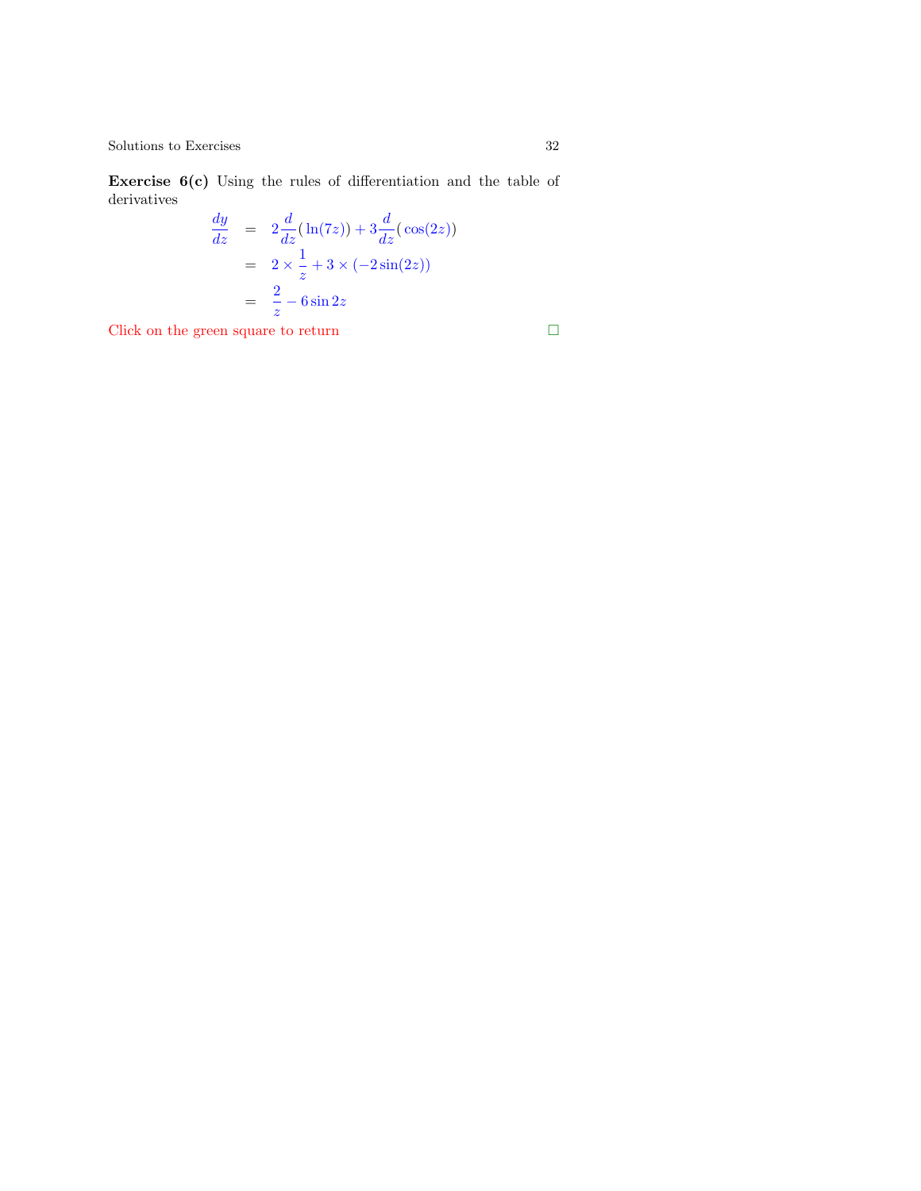**Exercise 6(c)** Using the rules of differentiation and the table of derivatives

$$
\begin{aligned}
\frac{dy}{dz} &= 2\frac{d}{dz}(\ln(7z)) + 3\frac{d}{dz}(\cos(2z)) \\
&= 2 \times \frac{1}{z} + 3 \times (-2\sin(2z)) \\
&= \frac{2}{z} - 6\sin 2z
\end{aligned}
$$

Click on the green square to return □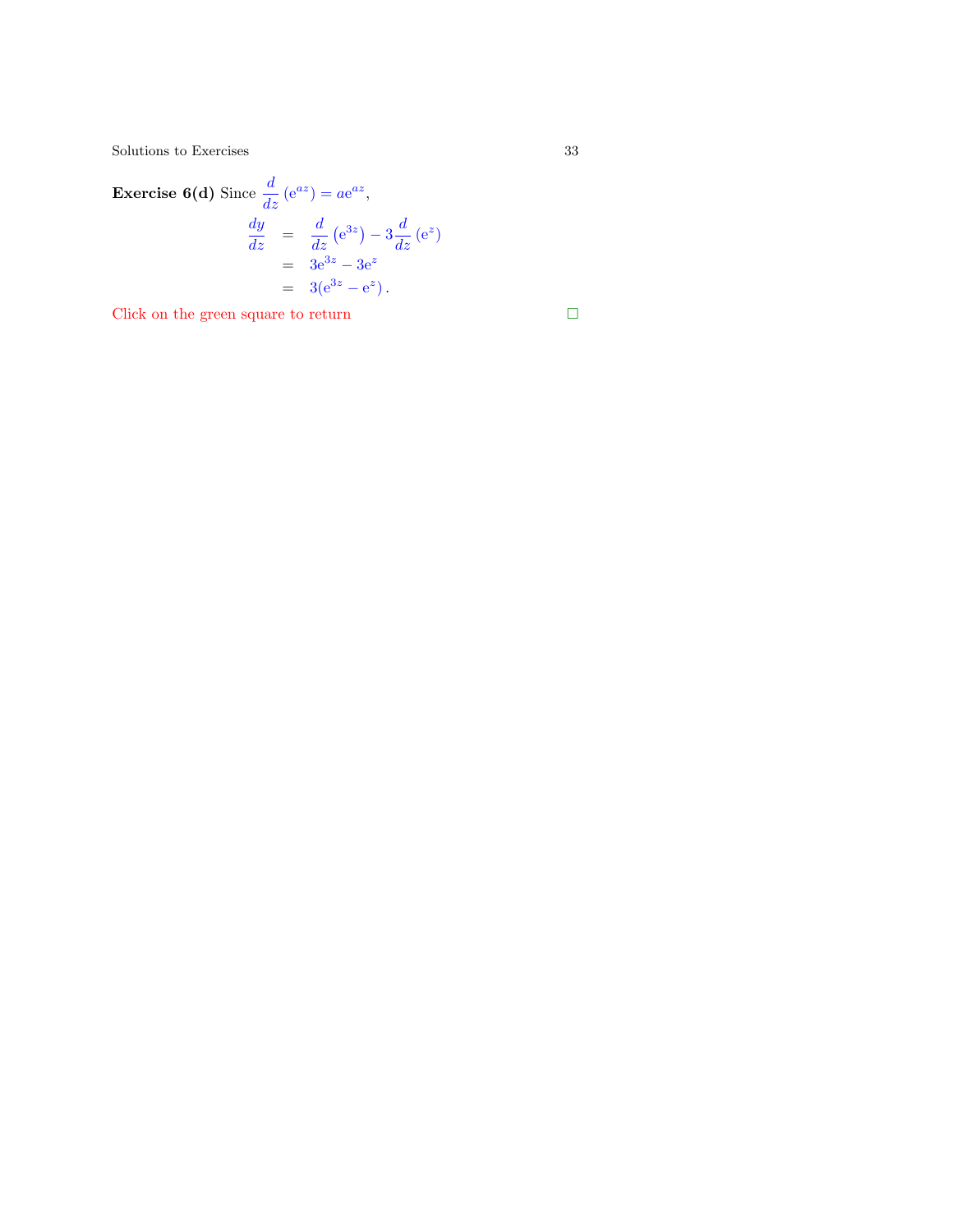**Exercise 6(d)** Since $\frac{d}{dz}\left(\mathrm{e}^{az}\right) = a\mathrm{e}^{az}$,

$$
\begin{aligned}
\frac{dy}{dz} &= \frac{d}{dz}\left(\mathrm{e}^{3z}\right) - 3\frac{d}{dz}\left(\mathrm{e}^{z}\right) \\
&= 3\mathrm{e}^{3z} - 3\mathrm{e}^{z} \\
&= 3(\mathrm{e}^{3z} - \mathrm{e}^{z})\,.
\end{aligned}
$$

Click on the green square to return □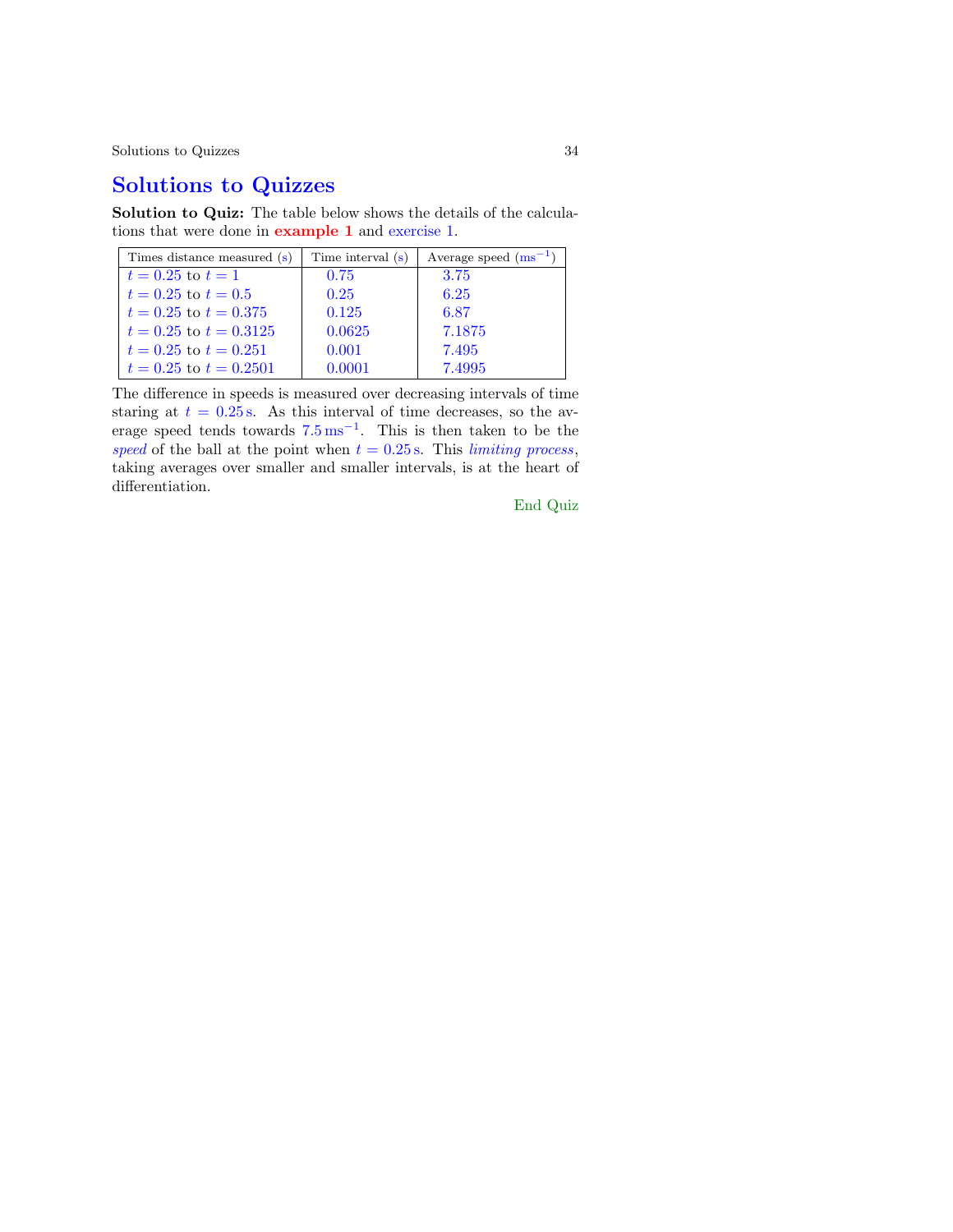# Solutions to Quizzes

**Solution to Quiz:** The table below shows the details of the calculations that were done in **example 1** and exercise 1.

| Times distance measured (s) | Time interval (s) | Average speed ($ms^{-1}$) |
|---|---|---|
| $t = 0.25$ to $t = 1$ | 0.75 | 3.75 |
| $t = 0.25$ to $t = 0.5$ | 0.25 | 6.25 |
| $t = 0.25$ to $t = 0.375$ | 0.125 | 6.87 |
| $t = 0.25$ to $t = 0.3125$ | 0.0625 | 7.1875 |
| $t = 0.25$ to $t = 0.251$ | 0.001 | 7.495 |
| $t = 0.25$ to $t = 0.2501$ | 0.0001 | 7.4995 |

The difference in speeds is measured over decreasing intervals of time staring at $t = 0.25\,\text{s}$. As this interval of time decreases, so the average speed tends towards $7.5\,\text{ms}^{-1}$. This is then taken to be the *speed* of the ball at the point when $t = 0.25\,\text{s}$. This *limiting process*, taking averages over smaller and smaller intervals, is at the heart of differentiation.

End Quiz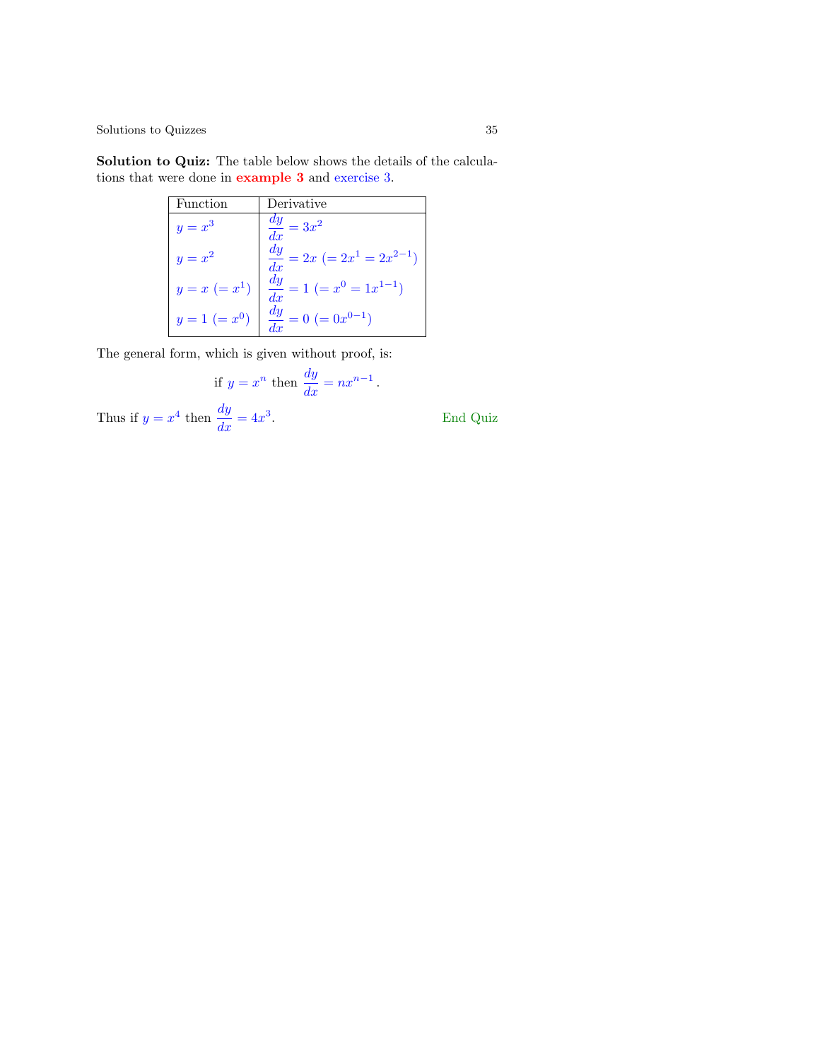**Solution to Quiz:** The table below shows the details of the calculations that were done in **example 3** and exercise 3.

| Function | Derivative |
|---|---|
| $y = x^3$ | $\dfrac{dy}{dx} = 3x^2$ |
| $y = x^2$ | $\dfrac{dy}{dx} = 2x \; (= 2x^1 = 2x^{2-1})$ |
| $y = x \; (= x^1)$ | $\dfrac{dy}{dx} = 1 \; (= x^0 = 1x^{1-1})$ |
| $y = 1 \; (= x^0)$ | $\dfrac{dy}{dx} = 0 \; (= 0x^{0-1})$ |

The general form, which is given without proof, is:

$$\text{if } y = x^n \text{ then } \frac{dy}{dx} = nx^{n-1}\,.$$

Thus if $y = x^4$ then $\dfrac{dy}{dx} = 4x^3$. End Quiz